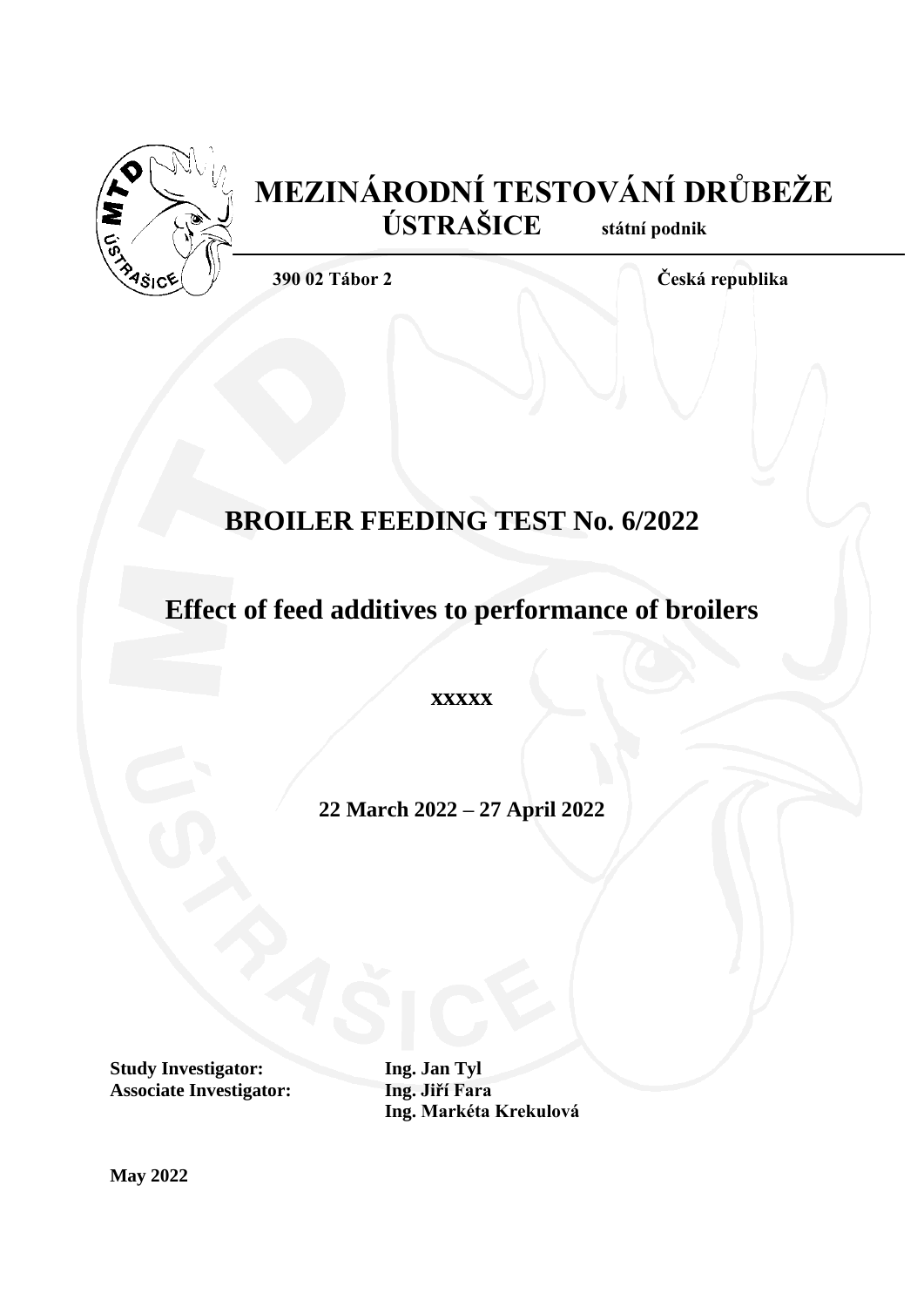# MEZINÁRODNÍ TESTOVÁNÍ DRŮBEŽE
## ÚSTRAŠICE státní podnik

**390 02 Tábor 2** **Česká republika**

# BROILER FEEDING TEST No. 6/2022

# Effect of feed additives to performance of broilers

**xxxxx**

**22 March 2022 – 27 April 2022**

**Study Investigator:** **Ing. Jan Tyl**
**Associate Investigator:** **Ing. Jiří Fara**
**Ing. Markéta Krekulová**

**May 2022**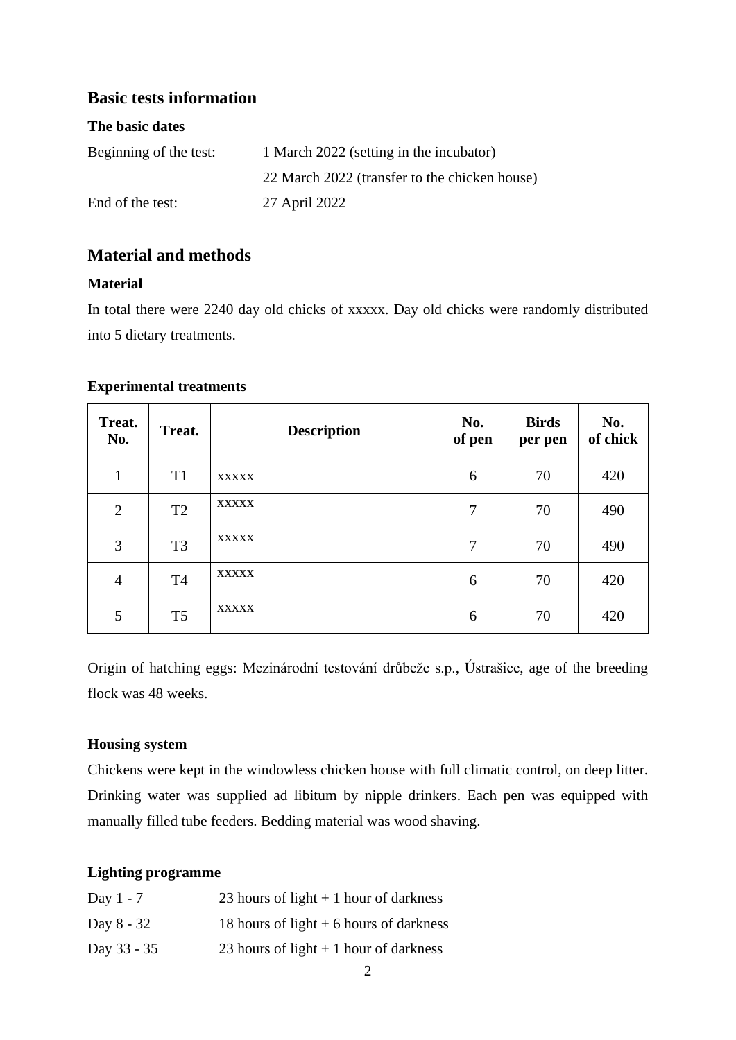## Basic tests information

**The basic dates**

Beginning of the test: 1 March 2022 (setting in the incubator)

22 March 2022 (transfer to the chicken house)

End of the test: 27 April 2022

## Material and methods

**Material**

In total there were 2240 day old chicks of xxxxx. Day old chicks were randomly distributed into 5 dietary treatments.

**Experimental treatments**

| Treat. No. | Treat. | Description | No. of pen | Birds per pen | No. of chick |
|---|---|---|---|---|---|
| 1 | T1 | xxxxx | 6 | 70 | 420 |
| 2 | T2 | xxxxx | 7 | 70 | 490 |
| 3 | T3 | xxxxx | 7 | 70 | 490 |
| 4 | T4 | xxxxx | 6 | 70 | 420 |
| 5 | T5 | xxxxx | 6 | 70 | 420 |

Origin of hatching eggs: Mezinárodní testování drůbeže s.p., Ústrašice, age of the breeding flock was 48 weeks.

**Housing system**

Chickens were kept in the windowless chicken house with full climatic control, on deep litter. Drinking water was supplied ad libitum by nipple drinkers. Each pen was equipped with manually filled tube feeders. Bedding material was wood shaving.

**Lighting programme**

Day 1 - 7 23 hours of light + 1 hour of darkness

Day 8 - 32 18 hours of light + 6 hours of darkness

Day 33 - 35 23 hours of light + 1 hour of darkness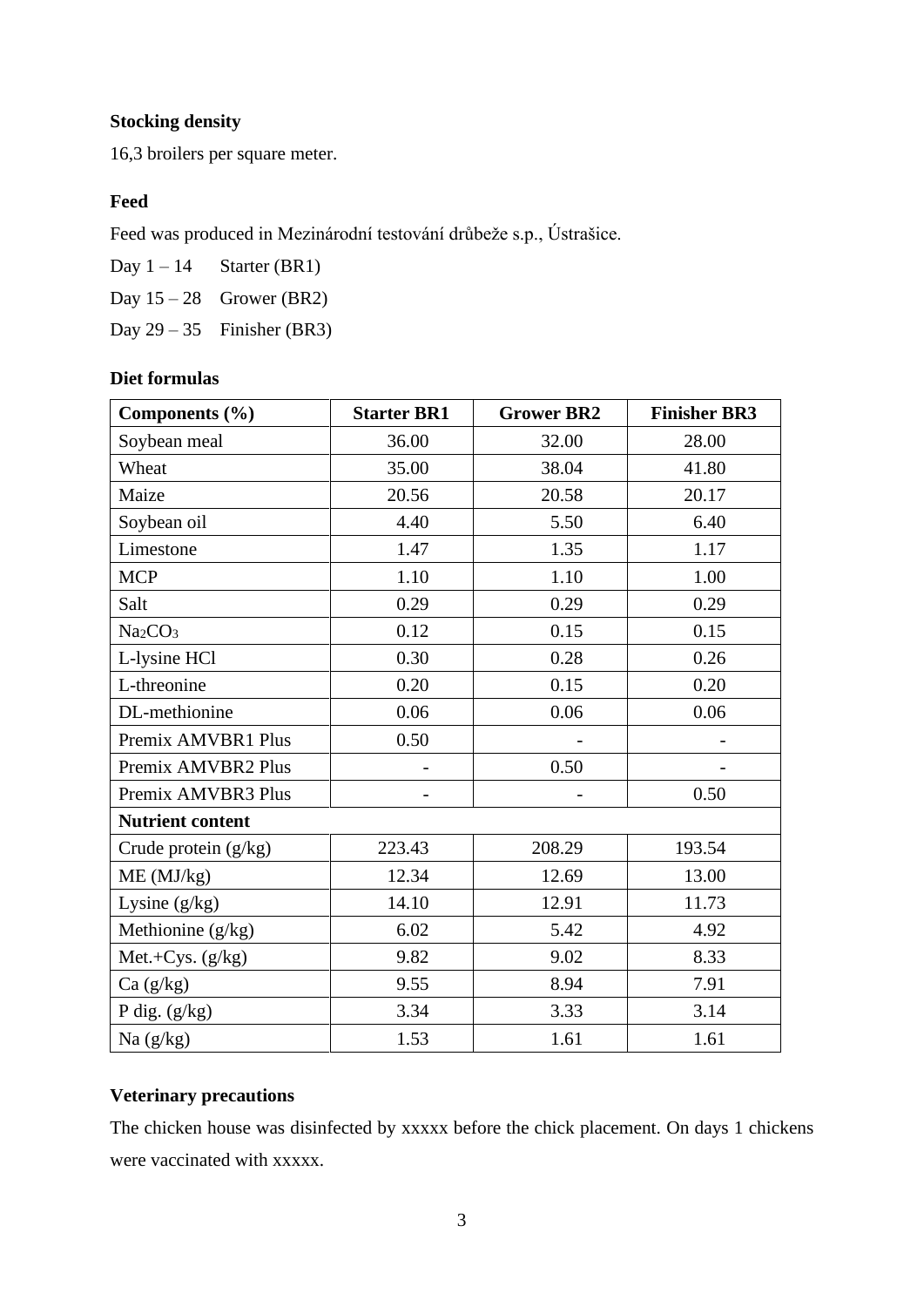**Stocking density**

16,3 broilers per square meter.

**Feed**

Feed was produced in Mezinárodní testování drůbeže s.p., Ústrašice.

Day 1 – 14 Starter (BR1)

Day 15 – 28 Grower (BR2)

Day 29 – 35 Finisher (BR3)

**Diet formulas**

| Components (%) | Starter BR1 | Grower BR2 | Finisher BR3 |
|---|---|---|---|
| Soybean meal | 36.00 | 32.00 | 28.00 |
| Wheat | 35.00 | 38.04 | 41.80 |
| Maize | 20.56 | 20.58 | 20.17 |
| Soybean oil | 4.40 | 5.50 | 6.40 |
| Limestone | 1.47 | 1.35 | 1.17 |
| MCP | 1.10 | 1.10 | 1.00 |
| Salt | 0.29 | 0.29 | 0.29 |
| $Na_2CO_3$ | 0.12 | 0.15 | 0.15 |
| L-lysine HCl | 0.30 | 0.28 | 0.26 |
| L-threonine | 0.20 | 0.15 | 0.20 |
| DL-methionine | 0.06 | 0.06 | 0.06 |
| Premix AMVBR1 Plus | 0.50 | - | - |
| Premix AMVBR2 Plus | - | 0.50 | - |
| Premix AMVBR3 Plus | - | - | 0.50 |
| **Nutrient content** | | | |
| Crude protein (g/kg) | 223.43 | 208.29 | 193.54 |
| ME (MJ/kg) | 12.34 | 12.69 | 13.00 |
| Lysine (g/kg) | 14.10 | 12.91 | 11.73 |
| Methionine (g/kg) | 6.02 | 5.42 | 4.92 |
| Met.+Cys. (g/kg) | 9.82 | 9.02 | 8.33 |
| Ca (g/kg) | 9.55 | 8.94 | 7.91 |
| P dig. (g/kg) | 3.34 | 3.33 | 3.14 |
| Na (g/kg) | 1.53 | 1.61 | 1.61 |

**Veterinary precautions**

The chicken house was disinfected by xxxxx before the chick placement. On days 1 chickens were vaccinated with xxxxx.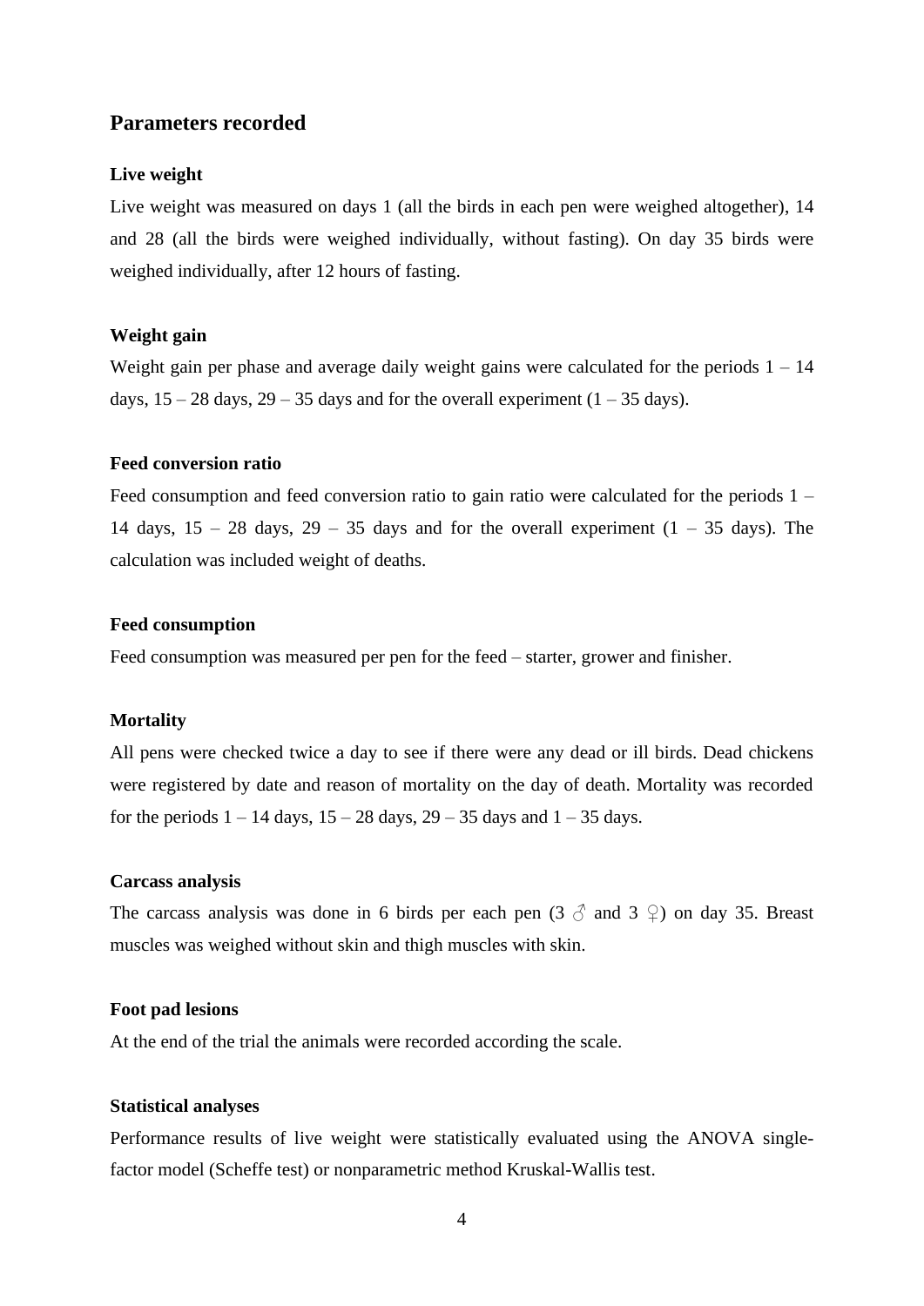## Parameters recorded

### Live weight

Live weight was measured on days 1 (all the birds in each pen were weighed altogether), 14 and 28 (all the birds were weighed individually, without fasting). On day 35 birds were weighed individually, after 12 hours of fasting.

### Weight gain

Weight gain per phase and average daily weight gains were calculated for the periods 1 – 14 days, 15 – 28 days, 29 – 35 days and for the overall experiment (1 – 35 days).

### Feed conversion ratio

Feed consumption and feed conversion ratio to gain ratio were calculated for the periods 1 – 14 days, 15 – 28 days, 29 – 35 days and for the overall experiment (1 – 35 days). The calculation was included weight of deaths.

### Feed consumption

Feed consumption was measured per pen for the feed – starter, grower and finisher.

### Mortality

All pens were checked twice a day to see if there were any dead or ill birds. Dead chickens were registered by date and reason of mortality on the day of death. Mortality was recorded for the periods 1 – 14 days, 15 – 28 days, 29 – 35 days and 1 – 35 days.

### Carcass analysis

The carcass analysis was done in 6 birds per each pen (3 ♂ and 3 ♀) on day 35. Breast muscles was weighed without skin and thigh muscles with skin.

### Foot pad lesions

At the end of the trial the animals were recorded according the scale.

### Statistical analyses

Performance results of live weight were statistically evaluated using the ANOVA single-factor model (Scheffe test) or nonparametric method Kruskal-Wallis test.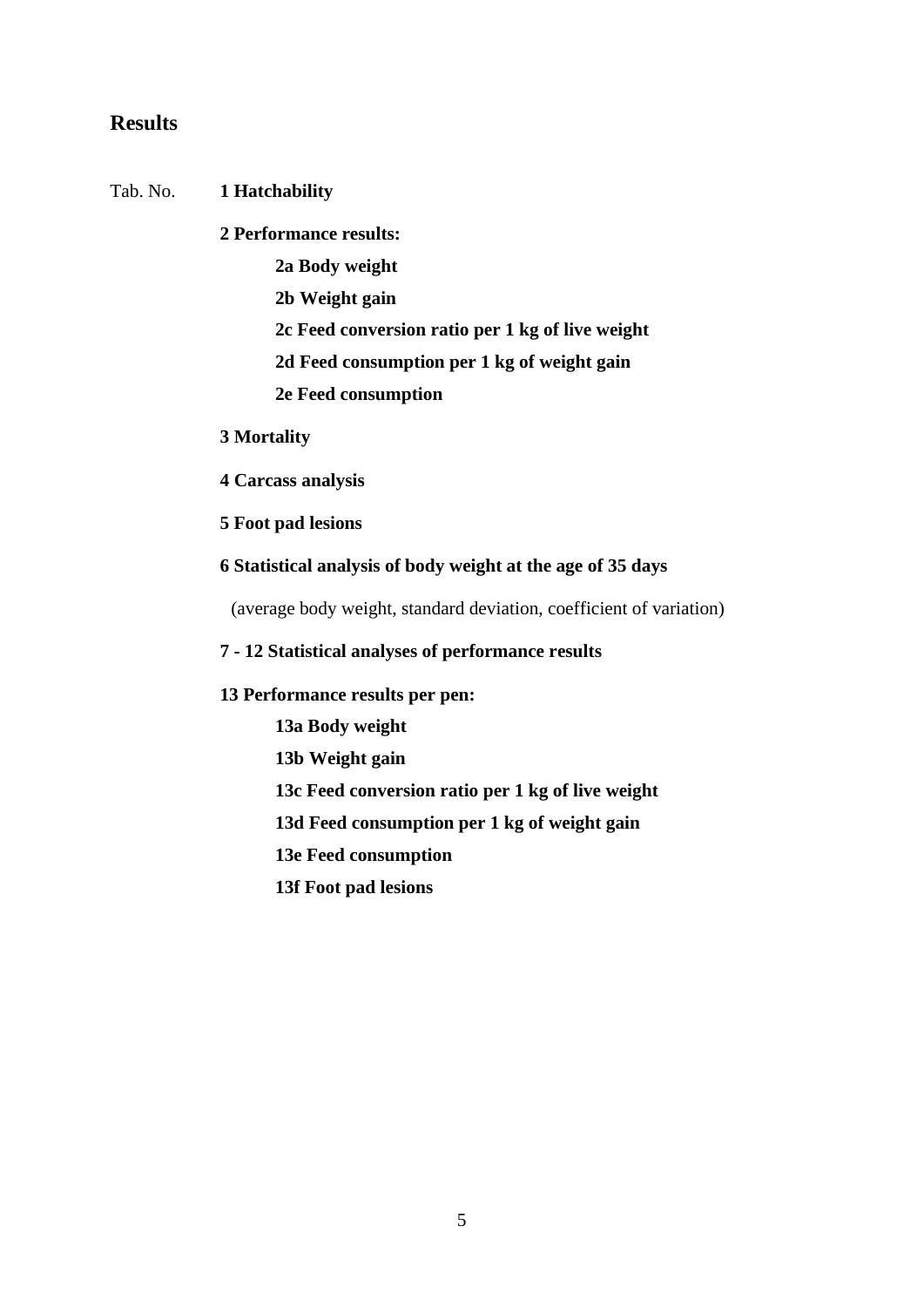## Results

Tab. No. **1 Hatchability**

**2 Performance results:**

- **2a Body weight**
- **2b Weight gain**
- **2c Feed conversion ratio per 1 kg of live weight**
- **2d Feed consumption per 1 kg of weight gain**
- **2e Feed consumption**

**3 Mortality**

**4 Carcass analysis**

**5 Foot pad lesions**

**6 Statistical analysis of body weight at the age of 35 days**

(average body weight, standard deviation, coefficient of variation)

**7 - 12 Statistical analyses of performance results**

**13 Performance results per pen:**

- **13a Body weight**
- **13b Weight gain**
- **13c Feed conversion ratio per 1 kg of live weight**
- **13d Feed consumption per 1 kg of weight gain**
- **13e Feed consumption**
- **13f Foot pad lesions**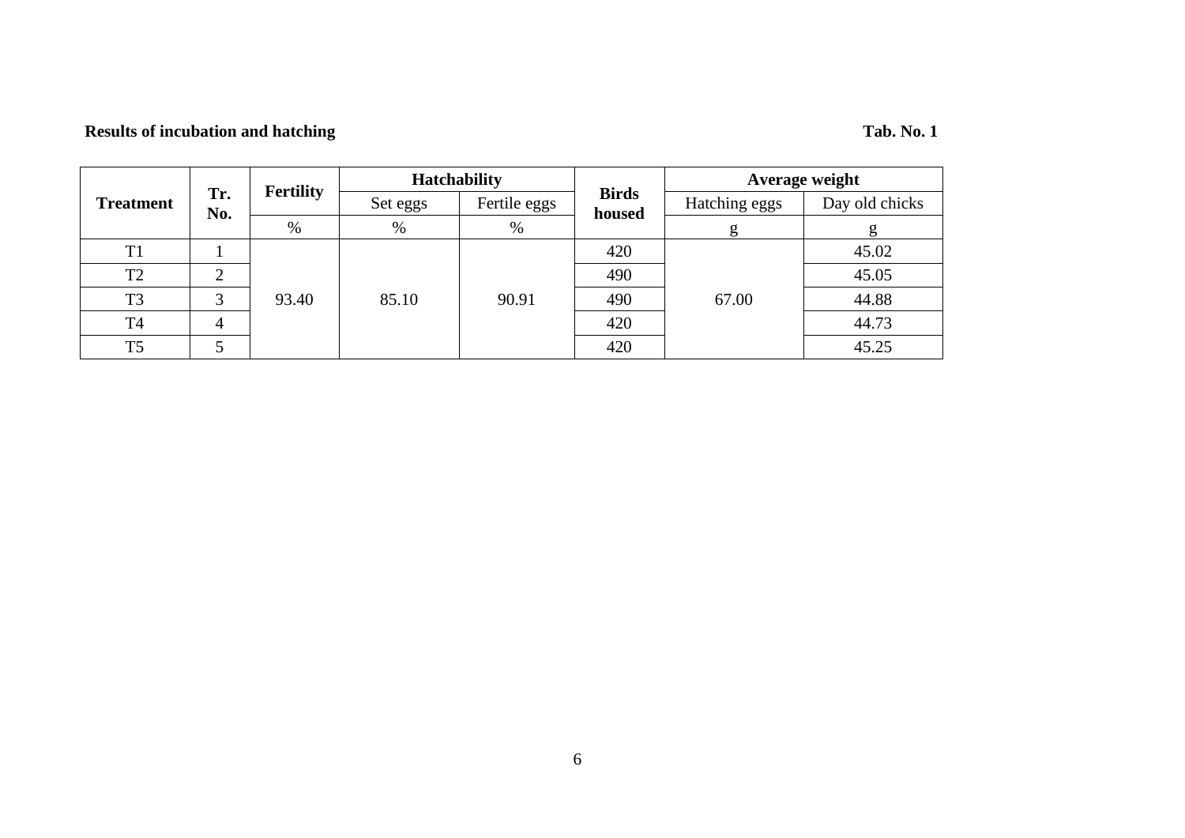**Results of incubation and hatching** **Tab. No. 1**

| Treatment | Tr. No. | Fertility | Hatchability | | Birds housed | Average weight | |
|---|---|---|---|---|---|---|---|
| | | | Set eggs | Fertile eggs | | Hatching eggs | Day old chicks |
| | | % | % | % | | g | g |
| T1 | 1 | 93.40 | 85.10 | 90.91 | 420 | 67.00 | 45.02 |
| T2 | 2 | | | | 490 | | 45.05 |
| T3 | 3 | | | | 490 | | 44.88 |
| T4 | 4 | | | | 420 | | 44.73 |
| T5 | 5 | | | | 420 | | 45.25 |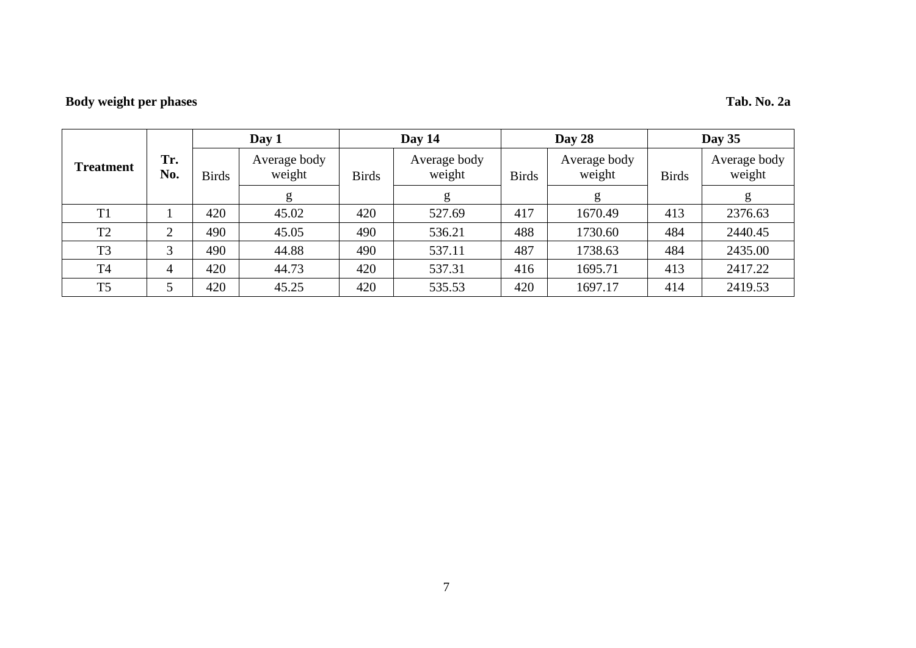**Body weight per phases** **Tab. No. 2a**

| Treatment | Tr. No. | Day 1 | | Day 14 | | Day 28 | | Day 35 | |
|---|---|---|---|---|---|---|---|---|---|
| | | Birds | Average body weight | Birds | Average body weight | Birds | Average body weight | Birds | Average body weight |
| | | | g | | g | | g | | g |
| T1 | 1 | 420 | 45.02 | 420 | 527.69 | 417 | 1670.49 | 413 | 2376.63 |
| T2 | 2 | 490 | 45.05 | 490 | 536.21 | 488 | 1730.60 | 484 | 2440.45 |
| T3 | 3 | 490 | 44.88 | 490 | 537.11 | 487 | 1738.63 | 484 | 2435.00 |
| T4 | 4 | 420 | 44.73 | 420 | 537.31 | 416 | 1695.71 | 413 | 2417.22 |
| T5 | 5 | 420 | 45.25 | 420 | 535.53 | 420 | 1697.17 | 414 | 2419.53 |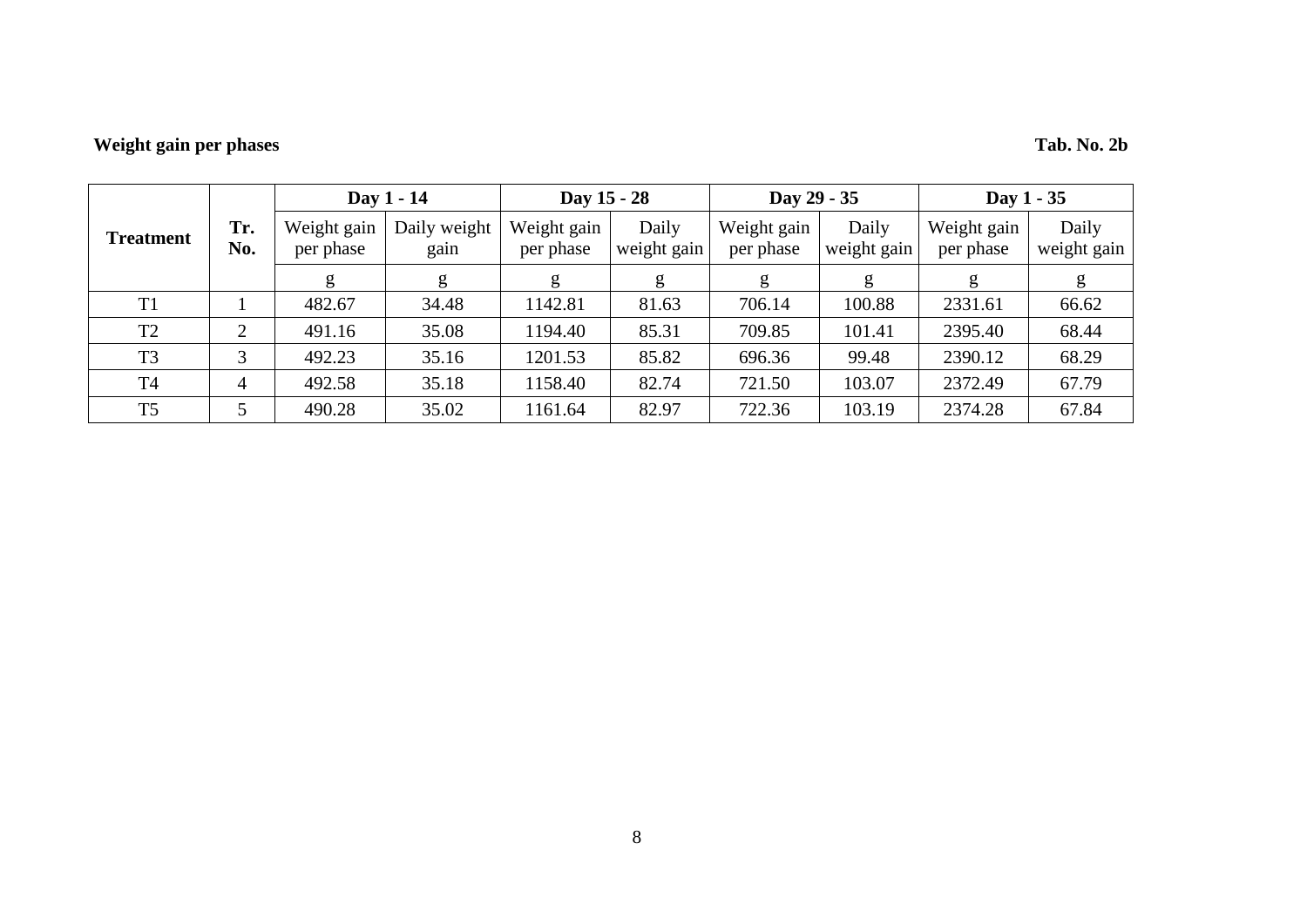**Weight gain per phases** **Tab. No. 2b**

| Treatment | Tr. No. | Day 1 - 14 | | Day 15 - 28 | | Day 29 - 35 | | Day 1 - 35 | |
|---|---|---|---|---|---|---|---|---|---|
| | | Weight gain per phase | Daily weight gain | Weight gain per phase | Daily weight gain | Weight gain per phase | Daily weight gain | Weight gain per phase | Daily weight gain |
| | | g | g | g | g | g | g | g | g |
| T1 | 1 | 482.67 | 34.48 | 1142.81 | 81.63 | 706.14 | 100.88 | 2331.61 | 66.62 |
| T2 | 2 | 491.16 | 35.08 | 1194.40 | 85.31 | 709.85 | 101.41 | 2395.40 | 68.44 |
| T3 | 3 | 492.23 | 35.16 | 1201.53 | 85.82 | 696.36 | 99.48 | 2390.12 | 68.29 |
| T4 | 4 | 492.58 | 35.18 | 1158.40 | 82.74 | 721.50 | 103.07 | 2372.49 | 67.79 |
| T5 | 5 | 490.28 | 35.02 | 1161.64 | 82.97 | 722.36 | 103.19 | 2374.28 | 67.84 |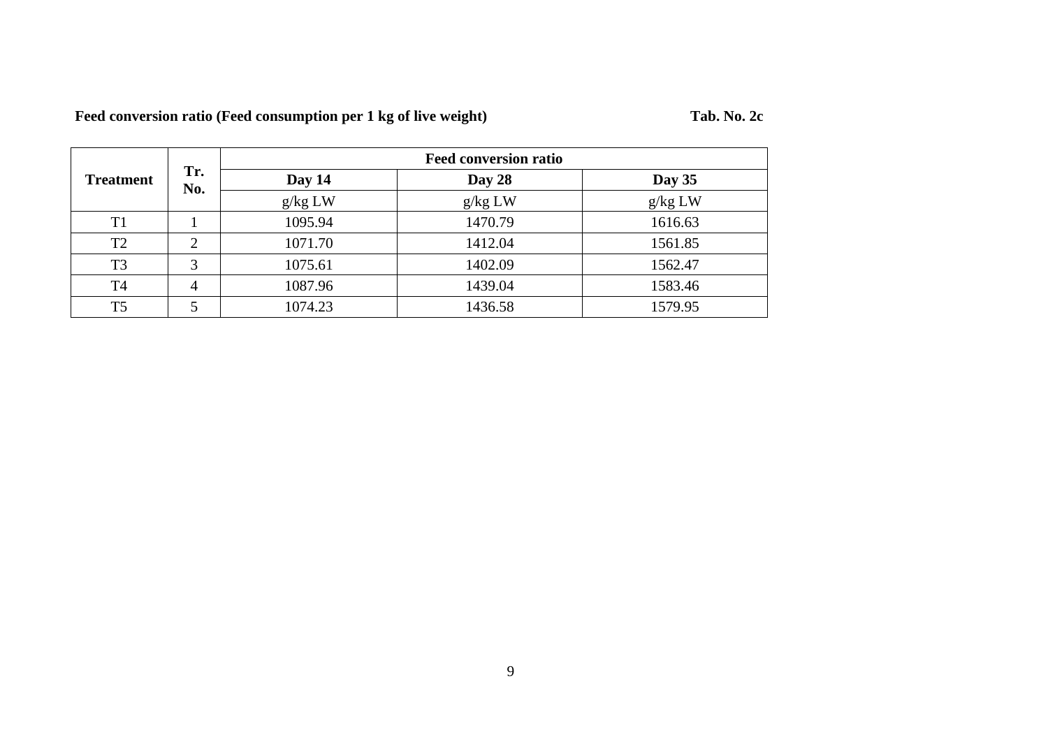**Feed conversion ratio (Feed consumption per 1 kg of live weight)** **Tab. No. 2c**

| Treatment | Tr. No. | Feed conversion ratio | | |
|---|---|---|---|---|
| | | Day 14 | Day 28 | Day 35 |
| | | g/kg LW | g/kg LW | g/kg LW |
| T1 | 1 | 1095.94 | 1470.79 | 1616.63 |
| T2 | 2 | 1071.70 | 1412.04 | 1561.85 |
| T3 | 3 | 1075.61 | 1402.09 | 1562.47 |
| T4 | 4 | 1087.96 | 1439.04 | 1583.46 |
| T5 | 5 | 1074.23 | 1436.58 | 1579.95 |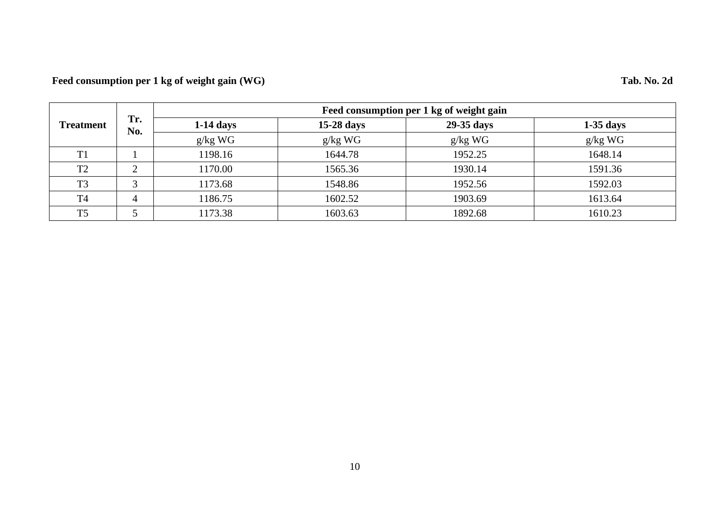**Feed consumption per 1 kg of weight gain (WG)** **Tab. No. 2d**

| Treatment | Tr. No. | Feed consumption per 1 kg of weight gain | | | |
|---|---|---|---|---|---|
| | | 1-14 days | 15-28 days | 29-35 days | 1-35 days |
| | | g/kg WG | g/kg WG | g/kg WG | g/kg WG |
| T1 | 1 | 1198.16 | 1644.78 | 1952.25 | 1648.14 |
| T2 | 2 | 1170.00 | 1565.36 | 1930.14 | 1591.36 |
| T3 | 3 | 1173.68 | 1548.86 | 1952.56 | 1592.03 |
| T4 | 4 | 1186.75 | 1602.52 | 1903.69 | 1613.64 |
| T5 | 5 | 1173.38 | 1603.63 | 1892.68 | 1610.23 |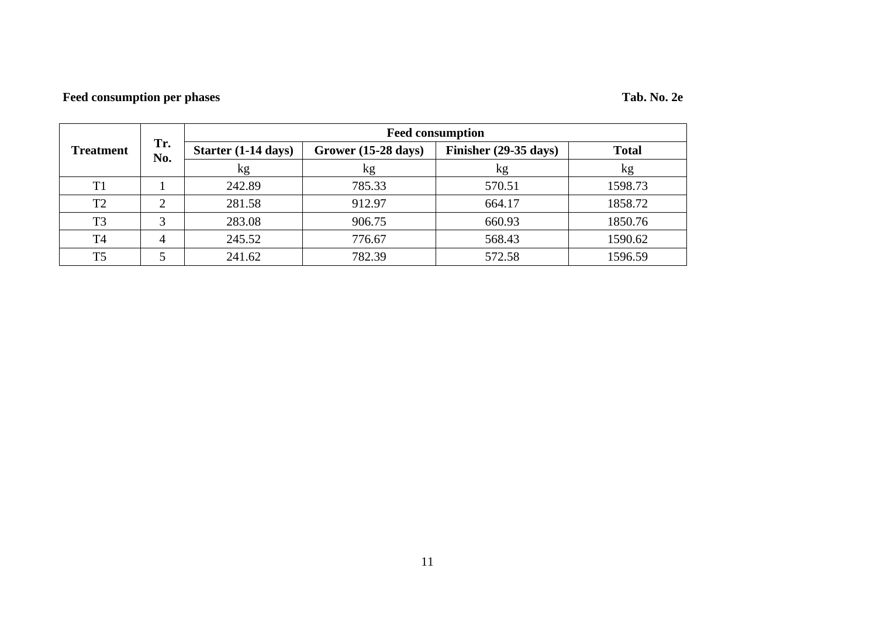**Feed consumption per phases** **Tab. No. 2e**

| Treatment | Tr. No. | Feed consumption | | | |
|---|---|---|---|---|---|
| | | Starter (1-14 days) | Grower (15-28 days) | Finisher (29-35 days) | Total |
| | | kg | kg | kg | kg |
| T1 | 1 | 242.89 | 785.33 | 570.51 | 1598.73 |
| T2 | 2 | 281.58 | 912.97 | 664.17 | 1858.72 |
| T3 | 3 | 283.08 | 906.75 | 660.93 | 1850.76 |
| T4 | 4 | 245.52 | 776.67 | 568.43 | 1590.62 |
| T5 | 5 | 241.62 | 782.39 | 572.58 | 1596.59 |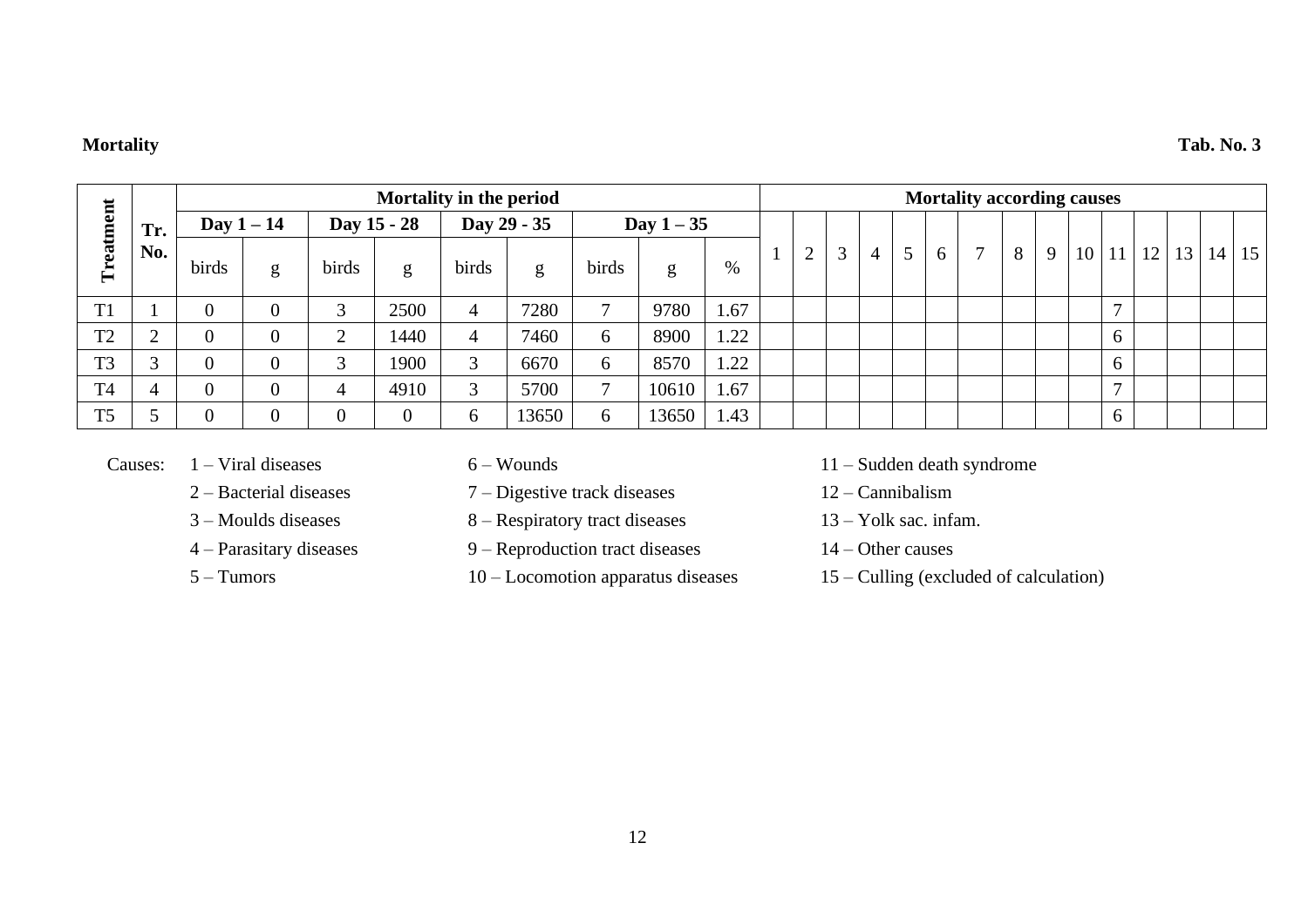**Mortality** **Tab. No. 3**

| Treatment | Tr. No. | Mortality in the period | | | | | | | | | Mortality according causes | | | | | | | | | | | | | | |
|---|---|---|---|---|---|---|---|---|---|---|---|---|---|---|---|---|---|---|---|---|---|---|---|---|---|
| | | Day 1 – 14 | | Day 15 - 28 | | Day 29 - 35 | | Day 1 – 35 | | | 1 | 2 | 3 | 4 | 5 | 6 | 7 | 8 | 9 | 10 | 11 | 12 | 13 | 14 | 15 |
| | | birds | g | birds | g | birds | g | birds | g | % | | | | | | | | | | | | | | | |
| T1 | 1 | 0 | 0 | 3 | 2500 | 4 | 7280 | 7 | 9780 | 1.67 | | | | | | | | | | | 7 | | | | |
| T2 | 2 | 0 | 0 | 2 | 1440 | 4 | 7460 | 6 | 8900 | 1.22 | | | | | | | | | | | 6 | | | | |
| T3 | 3 | 0 | 0 | 3 | 1900 | 3 | 6670 | 6 | 8570 | 1.22 | | | | | | | | | | | 6 | | | | |
| T4 | 4 | 0 | 0 | 4 | 4910 | 3 | 5700 | 7 | 10610 | 1.67 | | | | | | | | | | | 7 | | | | |
| T5 | 5 | 0 | 0 | 0 | 0 | 6 | 13650 | 6 | 13650 | 1.43 | | | | | | | | | | | 6 | | | | |

Causes:
- 1 – Viral diseases
- 2 – Bacterial diseases
- 3 – Moulds diseases
- 4 – Parasitary diseases
- 5 – Tumors
- 6 – Wounds
- 7 – Digestive track diseases
- 8 – Respiratory tract diseases
- 9 – Reproduction tract diseases
- 10 – Locomotion apparatus diseases
- 11 – Sudden death syndrome
- 12 – Cannibalism
- 13 – Yolk sac. infam.
- 14 – Other causes
- 15 – Culling (excluded of calculation)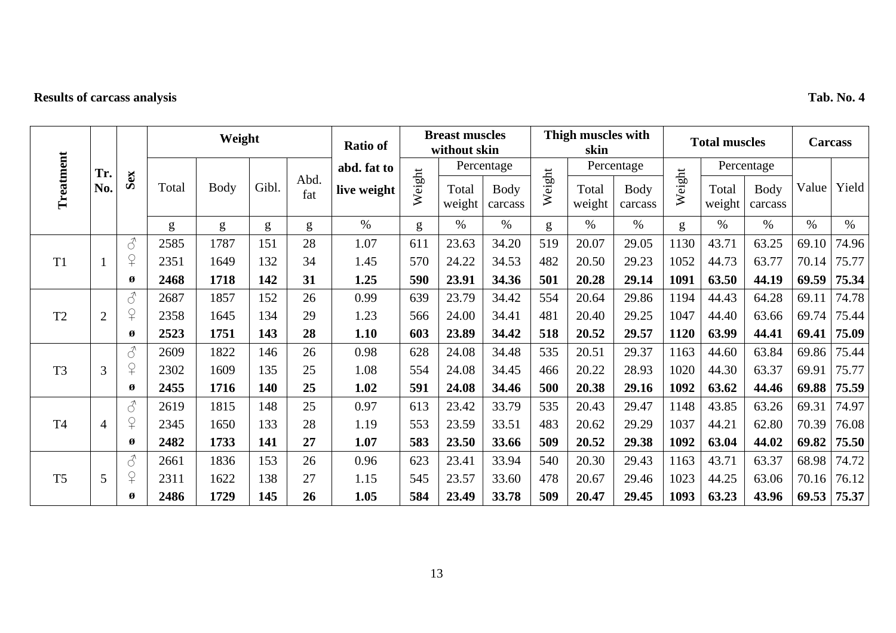**Results of carcass analysis** **Tab. No. 4**

| Treatment | Tr. No. | Sex | Weight | | | | Ratio of abd. fat to live weight | Breast muscles without skin | | | Thigh muscles with skin | | | Total muscles | | | Carcass | |
|---|---|---|---|---|---|---|---|---|---|---|---|---|---|---|---|---|---|---|
| | | | Total | Body | Gibl. | Abd. fat | | Weight | Percentage | | Weight | Percentage | | Weight | Percentage | | Value | Yield |
| | | | | | | | | | Total weight | Body carcass | | Total weight | Body carcass | | Total weight | Body carcass | | |
| | | | g | g | g | g | % | g | % | % | g | % | % | g | % | % | % | % |
| T1 | 1 | ♂ | 2585 | 1787 | 151 | 28 | 1.07 | 611 | 23.63 | 34.20 | 519 | 20.07 | 29.05 | 1130 | 43.71 | 63.25 | 69.10 | 74.96 |
| | | ♀ | 2351 | 1649 | 132 | 34 | 1.45 | 570 | 24.22 | 34.53 | 482 | 20.50 | 29.23 | 1052 | 44.73 | 63.77 | 70.14 | 75.77 |
| | | **ø** | **2468** | **1718** | **142** | **31** | **1.25** | **590** | **23.91** | **34.36** | **501** | **20.28** | **29.14** | **1091** | **63.50** | **44.19** | **69.59** | **75.34** |
| T2 | 2 | ♂ | 2687 | 1857 | 152 | 26 | 0.99 | 639 | 23.79 | 34.42 | 554 | 20.64 | 29.86 | 1194 | 44.43 | 64.28 | 69.11 | 74.78 |
| | | ♀ | 2358 | 1645 | 134 | 29 | 1.23 | 566 | 24.00 | 34.41 | 481 | 20.40 | 29.25 | 1047 | 44.40 | 63.66 | 69.74 | 75.44 |
| | | **ø** | **2523** | **1751** | **143** | **28** | **1.10** | **603** | **23.89** | **34.42** | **518** | **20.52** | **29.57** | **1120** | **63.99** | **44.41** | **69.41** | **75.09** |
| T3 | 3 | ♂ | 2609 | 1822 | 146 | 26 | 0.98 | 628 | 24.08 | 34.48 | 535 | 20.51 | 29.37 | 1163 | 44.60 | 63.84 | 69.86 | 75.44 |
| | | ♀ | 2302 | 1609 | 135 | 25 | 1.08 | 554 | 24.08 | 34.45 | 466 | 20.22 | 28.93 | 1020 | 44.30 | 63.37 | 69.91 | 75.77 |
| | | **ø** | **2455** | **1716** | **140** | **25** | **1.02** | **591** | **24.08** | **34.46** | **500** | **20.38** | **29.16** | **1092** | **63.62** | **44.46** | **69.88** | **75.59** |
| T4 | 4 | ♂ | 2619 | 1815 | 148 | 25 | 0.97 | 613 | 23.42 | 33.79 | 535 | 20.43 | 29.47 | 1148 | 43.85 | 63.26 | 69.31 | 74.97 |
| | | ♀ | 2345 | 1650 | 133 | 28 | 1.19 | 553 | 23.59 | 33.51 | 483 | 20.62 | 29.29 | 1037 | 44.21 | 62.80 | 70.39 | 76.08 |
| | | **ø** | **2482** | **1733** | **141** | **27** | **1.07** | **583** | **23.50** | **33.66** | **509** | **20.52** | **29.38** | **1092** | **63.04** | **44.02** | **69.82** | **75.50** |
| T5 | 5 | ♂ | 2661 | 1836 | 153 | 26 | 0.96 | 623 | 23.41 | 33.94 | 540 | 20.30 | 29.43 | 1163 | 43.71 | 63.37 | 68.98 | 74.72 |
| | | ♀ | 2311 | 1622 | 138 | 27 | 1.15 | 545 | 23.57 | 33.60 | 478 | 20.67 | 29.46 | 1023 | 44.25 | 63.06 | 70.16 | 76.12 |
| | | **ø** | **2486** | **1729** | **145** | **26** | **1.05** | **584** | **23.49** | **33.78** | **509** | **20.47** | **29.45** | **1093** | **63.23** | **43.96** | **69.53** | **75.37** |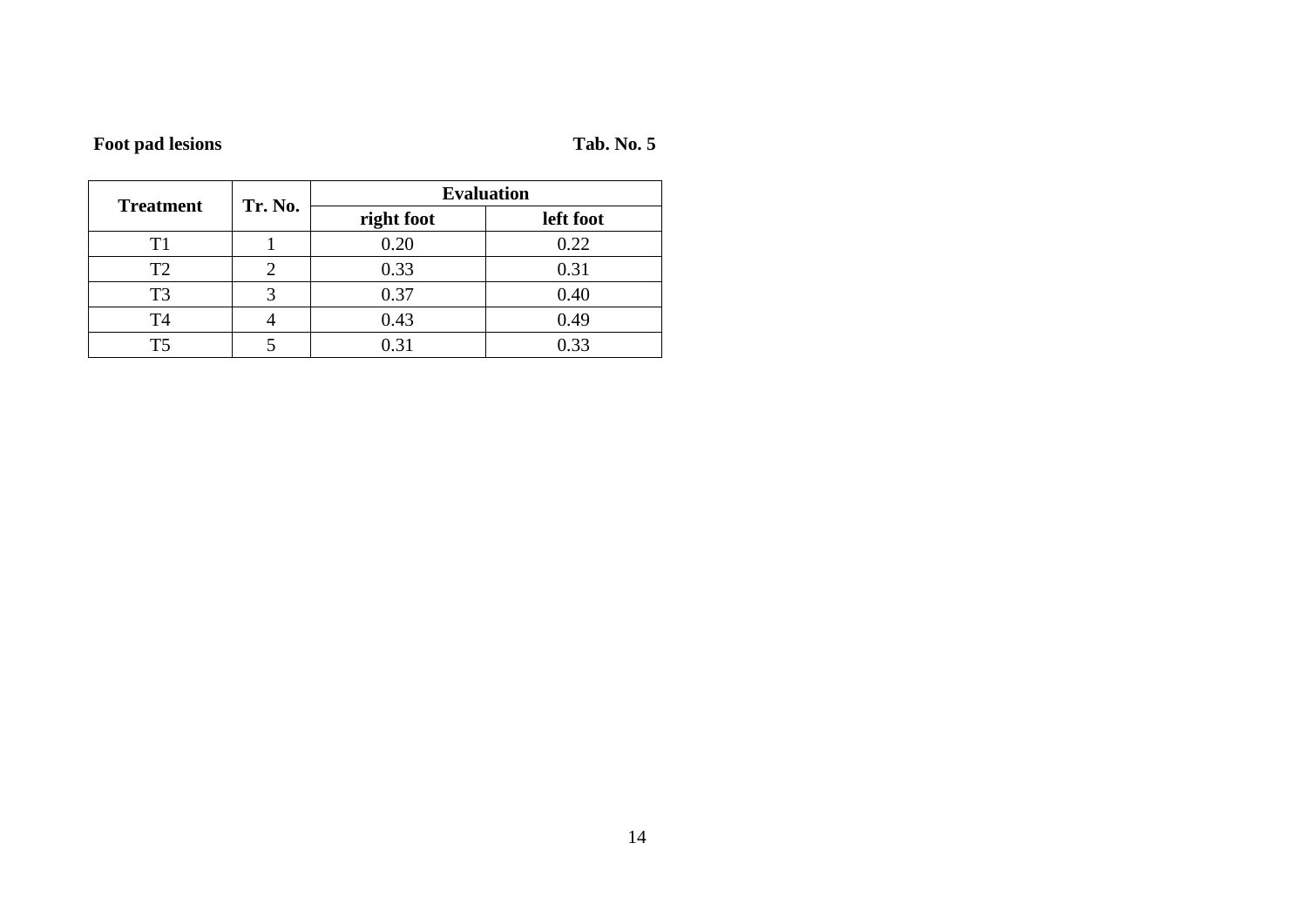**Foot pad lesions** **Tab. No. 5**

| Treatment | Tr. No. | Evaluation | |
|---|---|---|---|
| | | right foot | left foot |
| T1 | 1 | 0.20 | 0.22 |
| T2 | 2 | 0.33 | 0.31 |
| T3 | 3 | 0.37 | 0.40 |
| T4 | 4 | 0.43 | 0.49 |
| T5 | 5 | 0.31 | 0.33 |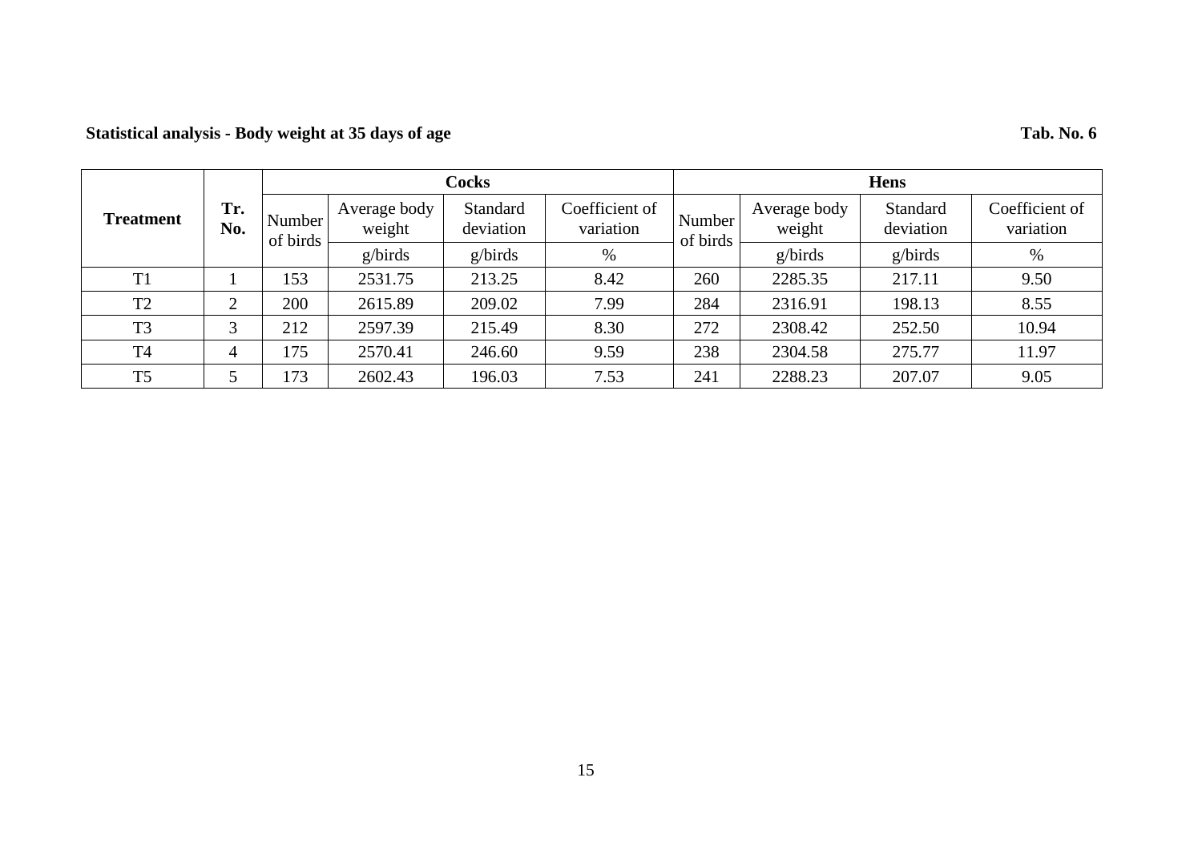**Statistical analysis - Body weight at 35 days of age** **Tab. No. 6**

| Treatment | Tr. No. | Cocks | | | | Hens | | | |
|---|---|---|---|---|---|---|---|---|---|
| | | Number of birds | Average body weight | Standard deviation | Coefficient of variation | Number of birds | Average body weight | Standard deviation | Coefficient of variation |
| | | | g/birds | g/birds | % | | g/birds | g/birds | % |
| T1 | 1 | 153 | 2531.75 | 213.25 | 8.42 | 260 | 2285.35 | 217.11 | 9.50 |
| T2 | 2 | 200 | 2615.89 | 209.02 | 7.99 | 284 | 2316.91 | 198.13 | 8.55 |
| T3 | 3 | 212 | 2597.39 | 215.49 | 8.30 | 272 | 2308.42 | 252.50 | 10.94 |
| T4 | 4 | 175 | 2570.41 | 246.60 | 9.59 | 238 | 2304.58 | 275.77 | 11.97 |
| T5 | 5 | 173 | 2602.43 | 196.03 | 7.53 | 241 | 2288.23 | 207.07 | 9.05 |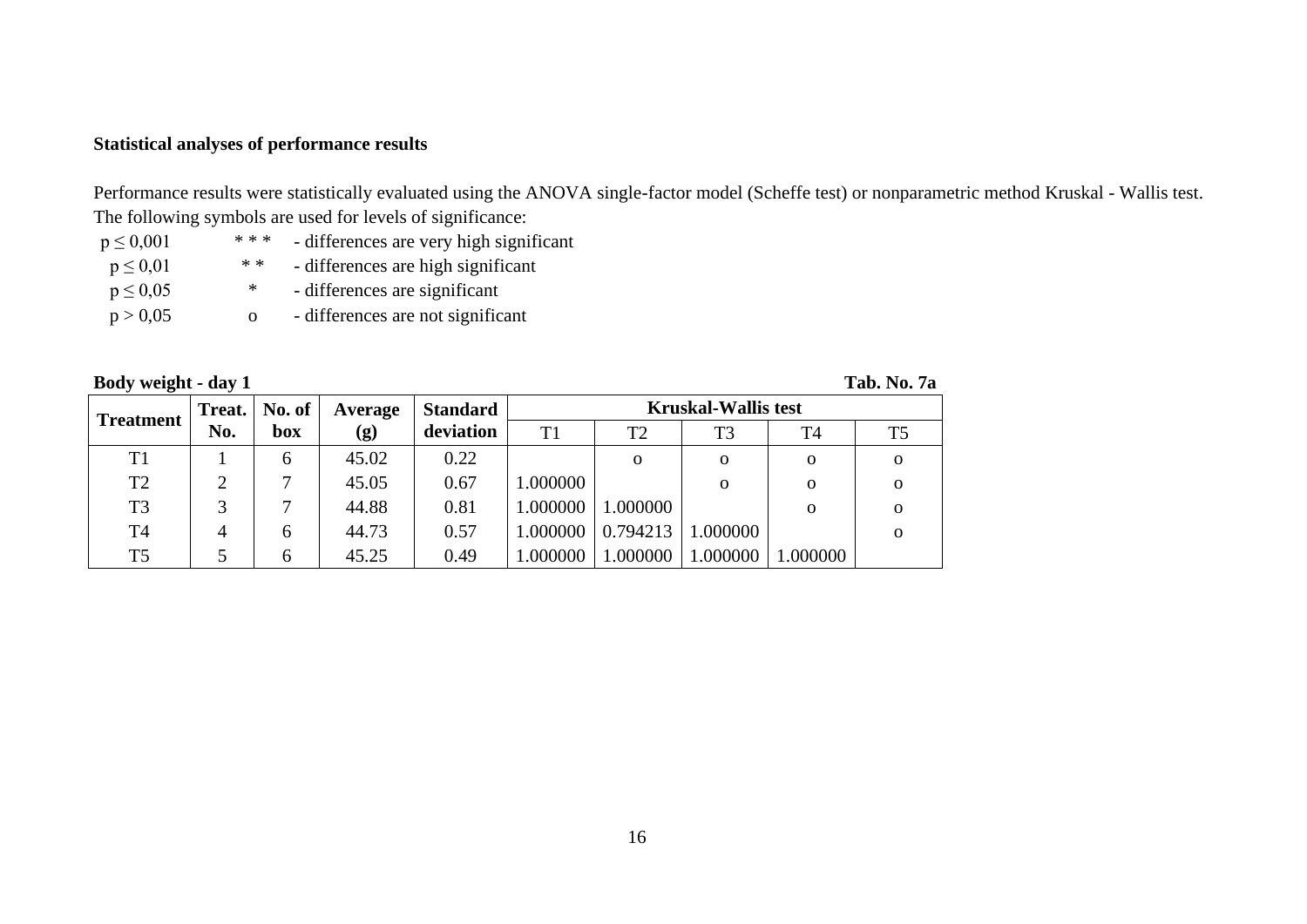**Statistical analyses of performance results**

Performance results were statistically evaluated using the ANOVA single-factor model (Scheffe test) or nonparametric method Kruskal - Wallis test.
The following symbols are used for levels of significance:

| | | |
|---|---|---|
| $p \leq 0{,}001$ | * * * | - differences are very high significant |
| $p \leq 0{,}01$ | * * | - differences are high significant |
| $p \leq 0{,}05$ | * | - differences are significant |
| $p > 0{,}05$ | o | - differences are not significant |

**Body weight - day 1** **Tab. No. 7a**

| Treatment | Treat. No. | No. of box | Average (g) | Standard deviation | Kruskal-Wallis test | | | | |
|---|---|---|---|---|---|---|---|---|---|
| | | | | | T1 | T2 | T3 | T4 | T5 |
| T1 | 1 | 6 | 45.02 | 0.22 | | o | o | o | o |
| T2 | 2 | 7 | 45.05 | 0.67 | 1.000000 | | o | o | o |
| T3 | 3 | 7 | 44.88 | 0.81 | 1.000000 | 1.000000 | | o | o |
| T4 | 4 | 6 | 44.73 | 0.57 | 1.000000 | 0.794213 | 1.000000 | | o |
| T5 | 5 | 6 | 45.25 | 0.49 | 1.000000 | 1.000000 | 1.000000 | 1.000000 | |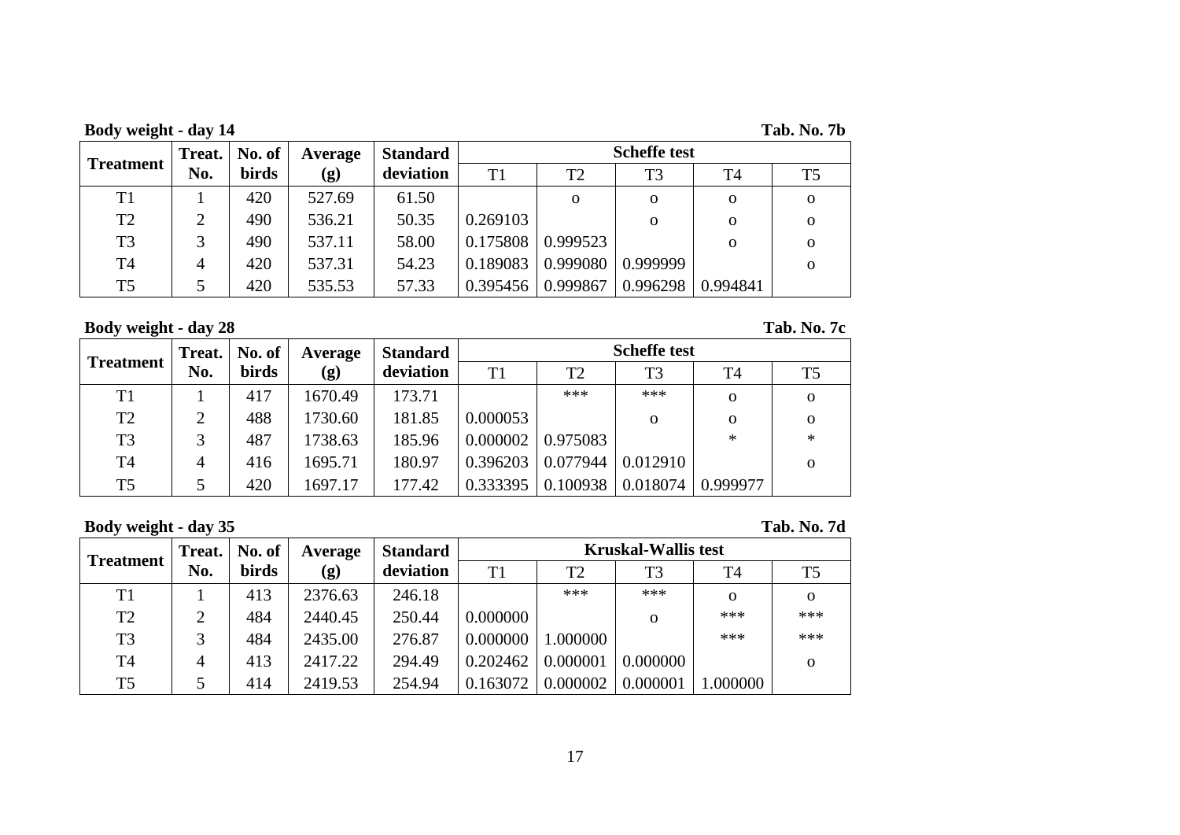**Body weight - day 14** **Tab. No. 7b**

| Treatment | Treat. No. | No. of birds | Average (g) | Standard deviation | Scheffe test | | | | |
|---|---|---|---|---|---|---|---|---|---|
| | | | | | T1 | T2 | T3 | T4 | T5 |
| T1 | 1 | 420 | 527.69 | 61.50 | | o | o | o | o |
| T2 | 2 | 490 | 536.21 | 50.35 | 0.269103 | | o | o | o |
| T3 | 3 | 490 | 537.11 | 58.00 | 0.175808 | 0.999523 | | o | o |
| T4 | 4 | 420 | 537.31 | 54.23 | 0.189083 | 0.999080 | 0.999999 | | o |
| T5 | 5 | 420 | 535.53 | 57.33 | 0.395456 | 0.999867 | 0.996298 | 0.994841 | |

**Body weight - day 28** **Tab. No. 7c**

| Treatment | Treat. No. | No. of birds | Average (g) | Standard deviation | Scheffe test | | | | |
|---|---|---|---|---|---|---|---|---|---|
| | | | | | T1 | T2 | T3 | T4 | T5 |
| T1 | 1 | 417 | 1670.49 | 173.71 | | *** | *** | o | o |
| T2 | 2 | 488 | 1730.60 | 181.85 | 0.000053 | | o | o | o |
| T3 | 3 | 487 | 1738.63 | 185.96 | 0.000002 | 0.975083 | | * | * |
| T4 | 4 | 416 | 1695.71 | 180.97 | 0.396203 | 0.077944 | 0.012910 | | o |
| T5 | 5 | 420 | 1697.17 | 177.42 | 0.333395 | 0.100938 | 0.018074 | 0.999977 | |

**Body weight - day 35** **Tab. No. 7d**

| Treatment | Treat. No. | No. of birds | Average (g) | Standard deviation | Kruskal-Wallis test | | | | |
|---|---|---|---|---|---|---|---|---|---|
| | | | | | T1 | T2 | T3 | T4 | T5 |
| T1 | 1 | 413 | 2376.63 | 246.18 | | *** | *** | o | o |
| T2 | 2 | 484 | 2440.45 | 250.44 | 0.000000 | | o | *** | *** |
| T3 | 3 | 484 | 2435.00 | 276.87 | 0.000000 | 1.000000 | | *** | *** |
| T4 | 4 | 413 | 2417.22 | 294.49 | 0.202462 | 0.000001 | 0.000000 | | o |
| T5 | 5 | 414 | 2419.53 | 254.94 | 0.163072 | 0.000002 | 0.000001 | 1.000000 | |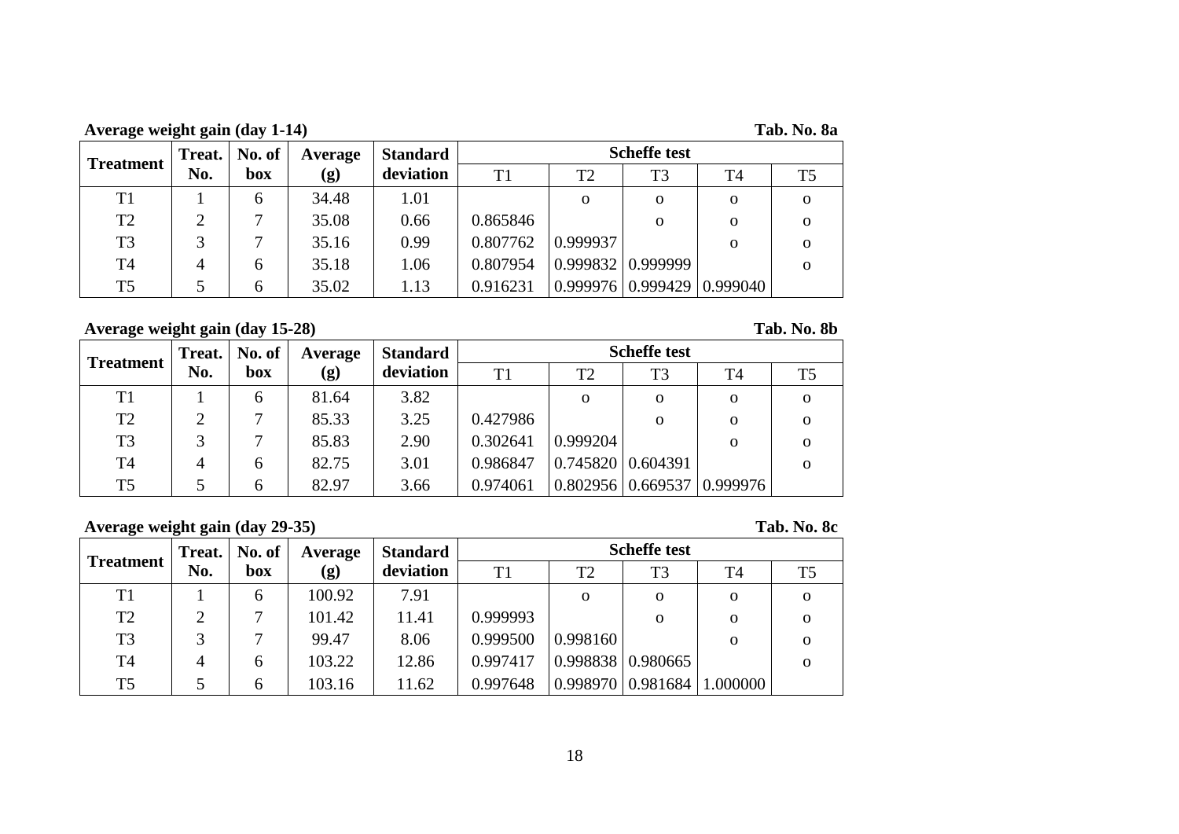**Average weight gain (day 1-14)** **Tab. No. 8a**

| Treatment | Treat. No. | No. of box | Average (g) | Standard deviation | Scheffe test | | | | |
|---|---|---|---|---|---|---|---|---|---|
| | | | | | T1 | T2 | T3 | T4 | T5 |
| T1 | 1 | 6 | 34.48 | 1.01 | | o | o | o | o |
| T2 | 2 | 7 | 35.08 | 0.66 | 0.865846 | | o | o | o |
| T3 | 3 | 7 | 35.16 | 0.99 | 0.807762 | 0.999937 | | o | o |
| T4 | 4 | 6 | 35.18 | 1.06 | 0.807954 | 0.999832 | 0.999999 | | o |
| T5 | 5 | 6 | 35.02 | 1.13 | 0.916231 | 0.999976 | 0.999429 | 0.999040 | |

**Average weight gain (day 15-28)** **Tab. No. 8b**

| Treatment | Treat. No. | No. of box | Average (g) | Standard deviation | Scheffe test | | | | |
|---|---|---|---|---|---|---|---|---|---|
| | | | | | T1 | T2 | T3 | T4 | T5 |
| T1 | 1 | 6 | 81.64 | 3.82 | | o | o | o | o |
| T2 | 2 | 7 | 85.33 | 3.25 | 0.427986 | | o | o | o |
| T3 | 3 | 7 | 85.83 | 2.90 | 0.302641 | 0.999204 | | o | o |
| T4 | 4 | 6 | 82.75 | 3.01 | 0.986847 | 0.745820 | 0.604391 | | o |
| T5 | 5 | 6 | 82.97 | 3.66 | 0.974061 | 0.802956 | 0.669537 | 0.999976 | |

**Average weight gain (day 29-35)** **Tab. No. 8c**

| Treatment | Treat. No. | No. of box | Average (g) | Standard deviation | Scheffe test | | | | |
|---|---|---|---|---|---|---|---|---|---|
| | | | | | T1 | T2 | T3 | T4 | T5 |
| T1 | 1 | 6 | 100.92 | 7.91 | | o | o | o | o |
| T2 | 2 | 7 | 101.42 | 11.41 | 0.999993 | | o | o | o |
| T3 | 3 | 7 | 99.47 | 8.06 | 0.999500 | 0.998160 | | o | o |
| T4 | 4 | 6 | 103.22 | 12.86 | 0.997417 | 0.998838 | 0.980665 | | o |
| T5 | 5 | 6 | 103.16 | 11.62 | 0.997648 | 0.998970 | 0.981684 | 1.000000 | |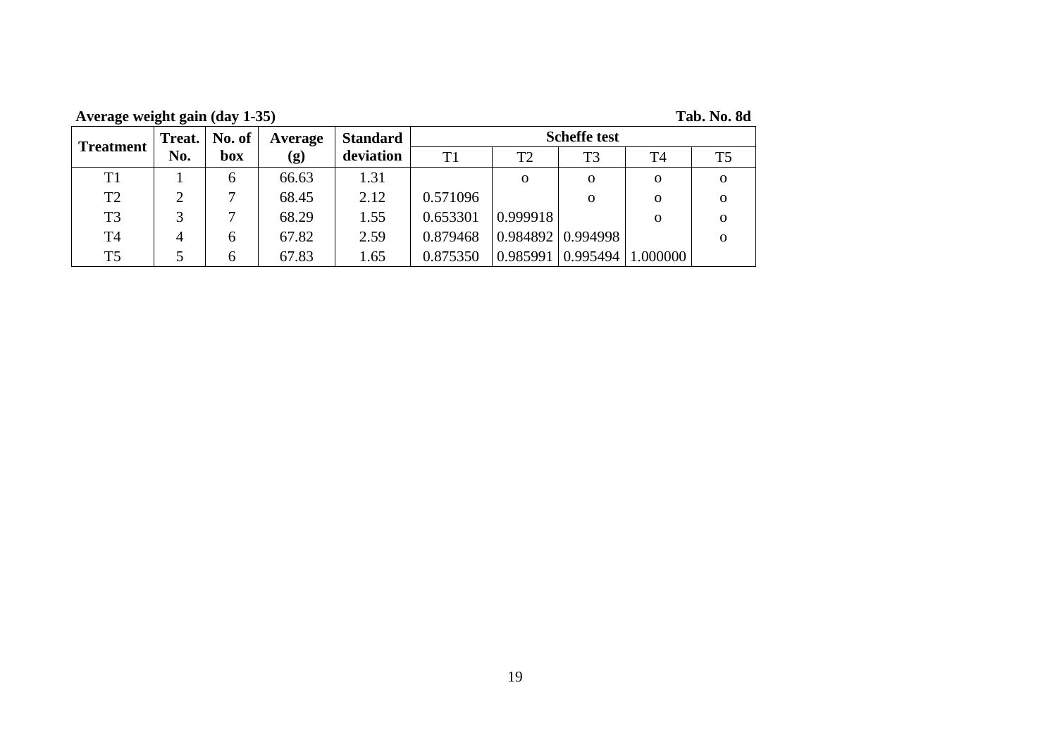**Average weight gain (day 1-35)** **Tab. No. 8d**

| Treatment | Treat. No. | No. of box | Average (g) | Standard deviation | Scheffe test | | | | |
|---|---|---|---|---|---|---|---|---|---|
| | | | | | T1 | T2 | T3 | T4 | T5 |
| T1 | 1 | 6 | 66.63 | 1.31 | | o | o | o | o |
| T2 | 2 | 7 | 68.45 | 2.12 | 0.571096 | | o | o | o |
| T3 | 3 | 7 | 68.29 | 1.55 | 0.653301 | 0.999918 | | o | o |
| T4 | 4 | 6 | 67.82 | 2.59 | 0.879468 | 0.984892 | 0.994998 | | o |
| T5 | 5 | 6 | 67.83 | 1.65 | 0.875350 | 0.985991 | 0.995494 | 1.000000 | |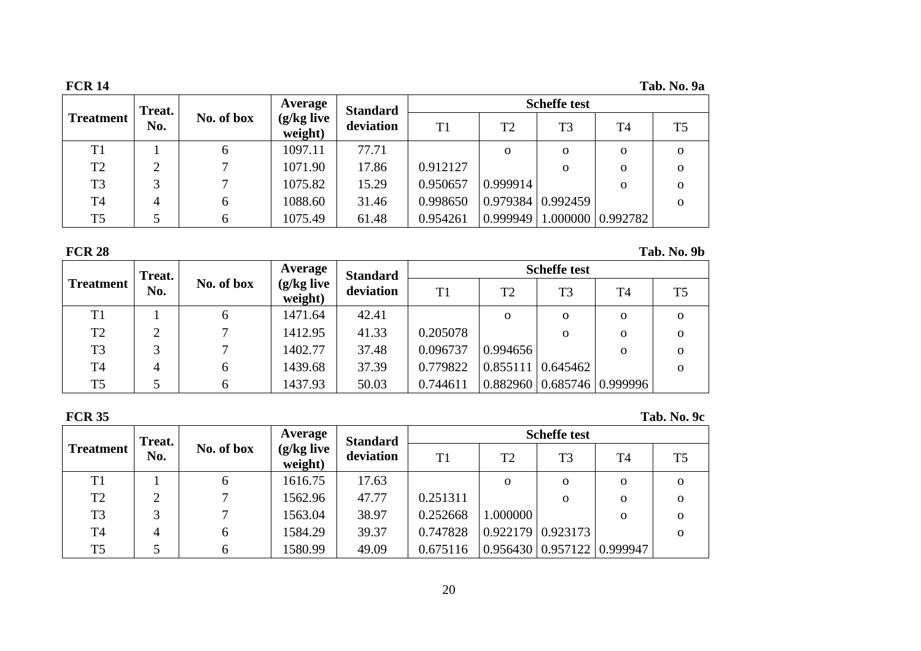**FCR 14** **Tab. No. 9a**

| Treatment | Treat. No. | No. of box | Average (g/kg live weight) | Standard deviation | Scheffe test | | | | |
|---|---|---|---|---|---|---|---|---|---|
| | | | | | T1 | T2 | T3 | T4 | T5 |
| T1 | 1 | 6 | 1097.11 | 77.71 | | o | o | o | o |
| T2 | 2 | 7 | 1071.90 | 17.86 | 0.912127 | | o | o | o |
| T3 | 3 | 7 | 1075.82 | 15.29 | 0.950657 | 0.999914 | | o | o |
| T4 | 4 | 6 | 1088.60 | 31.46 | 0.998650 | 0.979384 | 0.992459 | | o |
| T5 | 5 | 6 | 1075.49 | 61.48 | 0.954261 | 0.999949 | 1.000000 | 0.992782 | |

**FCR 28** **Tab. No. 9b**

| Treatment | Treat. No. | No. of box | Average (g/kg live weight) | Standard deviation | Scheffe test | | | | |
|---|---|---|---|---|---|---|---|---|---|
| | | | | | T1 | T2 | T3 | T4 | T5 |
| T1 | 1 | 6 | 1471.64 | 42.41 | | o | o | o | o |
| T2 | 2 | 7 | 1412.95 | 41.33 | 0.205078 | | o | o | o |
| T3 | 3 | 7 | 1402.77 | 37.48 | 0.096737 | 0.994656 | | o | o |
| T4 | 4 | 6 | 1439.68 | 37.39 | 0.779822 | 0.855111 | 0.645462 | | o |
| T5 | 5 | 6 | 1437.93 | 50.03 | 0.744611 | 0.882960 | 0.685746 | 0.999996 | |

**FCR 35** **Tab. No. 9c**

| Treatment | Treat. No. | No. of box | Average (g/kg live weight) | Standard deviation | Scheffe test | | | | |
|---|---|---|---|---|---|---|---|---|---|
| | | | | | T1 | T2 | T3 | T4 | T5 |
| T1 | 1 | 6 | 1616.75 | 17.63 | | o | o | o | o |
| T2 | 2 | 7 | 1562.96 | 47.77 | 0.251311 | | o | o | o |
| T3 | 3 | 7 | 1563.04 | 38.97 | 0.252668 | 1.000000 | | o | o |
| T4 | 4 | 6 | 1584.29 | 39.37 | 0.747828 | 0.922179 | 0.923173 | | o |
| T5 | 5 | 6 | 1580.99 | 49.09 | 0.675116 | 0.956430 | 0.957122 | 0.999947 | |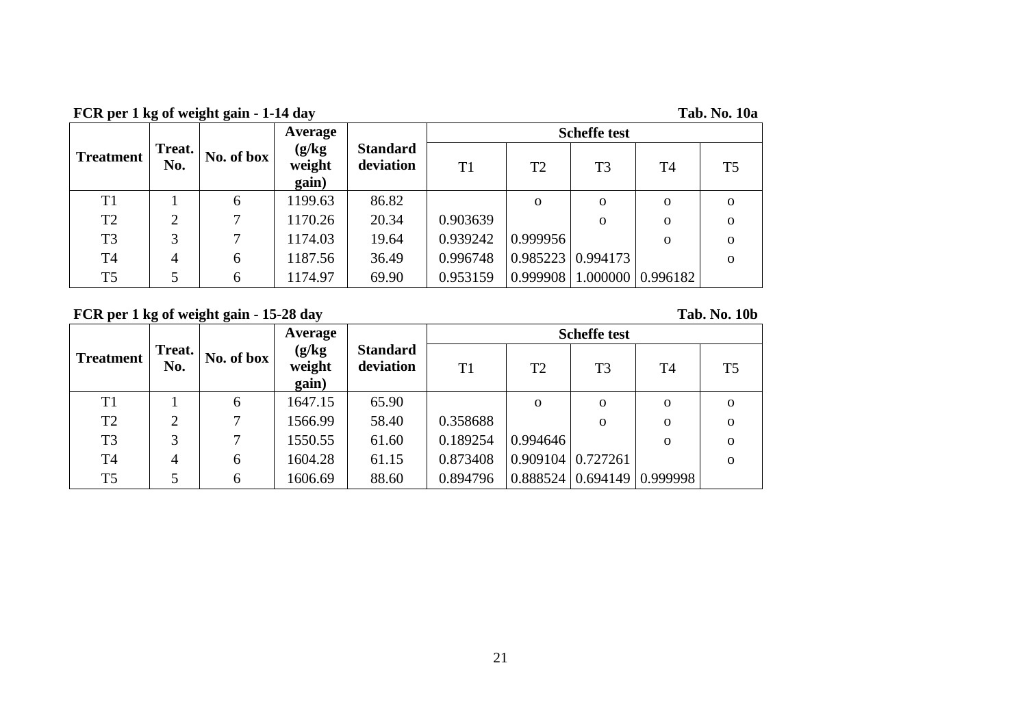**FCR per 1 kg of weight gain - 1-14 day** **Tab. No. 10a**

| Treatment | Treat. No. | No. of box | Average (g/kg weight gain) | Standard deviation | Scheffe test | | | | |
|---|---|---|---|---|---|---|---|---|---|
| | | | | | T1 | T2 | T3 | T4 | T5 |
| T1 | 1 | 6 | 1199.63 | 86.82 | | o | o | o | o |
| T2 | 2 | 7 | 1170.26 | 20.34 | 0.903639 | | o | o | o |
| T3 | 3 | 7 | 1174.03 | 19.64 | 0.939242 | 0.999956 | | o | o |
| T4 | 4 | 6 | 1187.56 | 36.49 | 0.996748 | 0.985223 | 0.994173 | | o |
| T5 | 5 | 6 | 1174.97 | 69.90 | 0.953159 | 0.999908 | 1.000000 | 0.996182 | |

**FCR per 1 kg of weight gain - 15-28 day** **Tab. No. 10b**

| Treatment | Treat. No. | No. of box | Average (g/kg weight gain) | Standard deviation | Scheffe test | | | | |
|---|---|---|---|---|---|---|---|---|---|
| | | | | | T1 | T2 | T3 | T4 | T5 |
| T1 | 1 | 6 | 1647.15 | 65.90 | | o | o | o | o |
| T2 | 2 | 7 | 1566.99 | 58.40 | 0.358688 | | o | o | o |
| T3 | 3 | 7 | 1550.55 | 61.60 | 0.189254 | 0.994646 | | o | o |
| T4 | 4 | 6 | 1604.28 | 61.15 | 0.873408 | 0.909104 | 0.727261 | | o |
| T5 | 5 | 6 | 1606.69 | 88.60 | 0.894796 | 0.888524 | 0.694149 | 0.999998 | |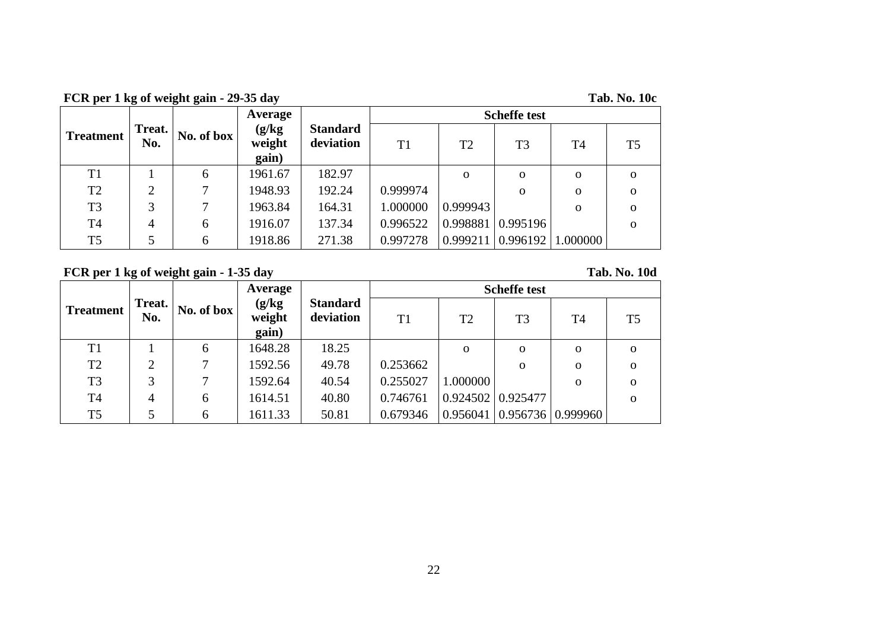**FCR per 1 kg of weight gain - 29-35 day** **Tab. No. 10c**

| Treatment | Treat. No. | No. of box | Average (g/kg weight gain) | Standard deviation | Scheffe test | | | | |
|---|---|---|---|---|---|---|---|---|---|
| | | | | | T1 | T2 | T3 | T4 | T5 |
| T1 | 1 | 6 | 1961.67 | 182.97 | | o | o | o | o |
| T2 | 2 | 7 | 1948.93 | 192.24 | 0.999974 | | o | o | o |
| T3 | 3 | 7 | 1963.84 | 164.31 | 1.000000 | 0.999943 | | o | o |
| T4 | 4 | 6 | 1916.07 | 137.34 | 0.996522 | 0.998881 | 0.995196 | | o |
| T5 | 5 | 6 | 1918.86 | 271.38 | 0.997278 | 0.999211 | 0.996192 | 1.000000 | |

**FCR per 1 kg of weight gain - 1-35 day** **Tab. No. 10d**

| Treatment | Treat. No. | No. of box | Average (g/kg weight gain) | Standard deviation | Scheffe test | | | | |
|---|---|---|---|---|---|---|---|---|---|
| | | | | | T1 | T2 | T3 | T4 | T5 |
| T1 | 1 | 6 | 1648.28 | 18.25 | | o | o | o | o |
| T2 | 2 | 7 | 1592.56 | 49.78 | 0.253662 | | o | o | o |
| T3 | 3 | 7 | 1592.64 | 40.54 | 0.255027 | 1.000000 | | o | o |
| T4 | 4 | 6 | 1614.51 | 40.80 | 0.746761 | 0.924502 | 0.925477 | | o |
| T5 | 5 | 6 | 1611.33 | 50.81 | 0.679346 | 0.956041 | 0.956736 | 0.999960 | |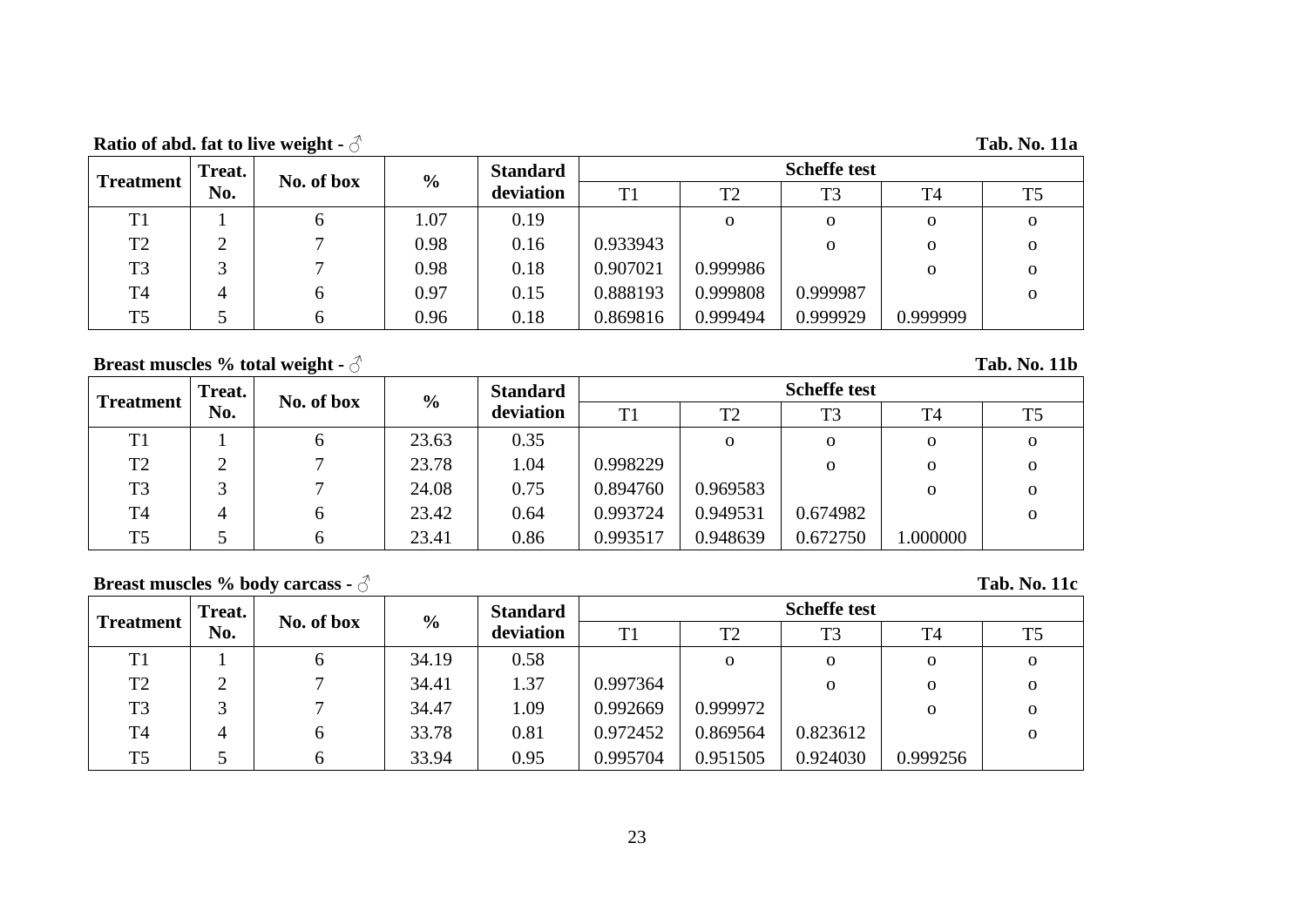**Ratio of abd. fat to live weight - ♂** **Tab. No. 11a**

| Treatment | Treat. No. | No. of box | % | Standard deviation | Scheffe test | | | | |
|---|---|---|---|---|---|---|---|---|---|
| | | | | | T1 | T2 | T3 | T4 | T5 |
| T1 | 1 | 6 | 1.07 | 0.19 | | o | o | o | o |
| T2 | 2 | 7 | 0.98 | 0.16 | 0.933943 | | o | o | o |
| T3 | 3 | 7 | 0.98 | 0.18 | 0.907021 | 0.999986 | | o | o |
| T4 | 4 | 6 | 0.97 | 0.15 | 0.888193 | 0.999808 | 0.999987 | | o |
| T5 | 5 | 6 | 0.96 | 0.18 | 0.869816 | 0.999494 | 0.999929 | 0.999999 | |

**Breast muscles % total weight - ♂** **Tab. No. 11b**

| Treatment | Treat. No. | No. of box | % | Standard deviation | Scheffe test | | | | |
|---|---|---|---|---|---|---|---|---|---|
| | | | | | T1 | T2 | T3 | T4 | T5 |
| T1 | 1 | 6 | 23.63 | 0.35 | | o | o | o | o |
| T2 | 2 | 7 | 23.78 | 1.04 | 0.998229 | | o | o | o |
| T3 | 3 | 7 | 24.08 | 0.75 | 0.894760 | 0.969583 | | o | o |
| T4 | 4 | 6 | 23.42 | 0.64 | 0.993724 | 0.949531 | 0.674982 | | o |
| T5 | 5 | 6 | 23.41 | 0.86 | 0.993517 | 0.948639 | 0.672750 | 1.000000 | |

**Breast muscles % body carcass - ♂** **Tab. No. 11c**

| Treatment | Treat. No. | No. of box | % | Standard deviation | Scheffe test | | | | |
|---|---|---|---|---|---|---|---|---|---|
| | | | | | T1 | T2 | T3 | T4 | T5 |
| T1 | 1 | 6 | 34.19 | 0.58 | | o | o | o | o |
| T2 | 2 | 7 | 34.41 | 1.37 | 0.997364 | | o | o | o |
| T3 | 3 | 7 | 34.47 | 1.09 | 0.992669 | 0.999972 | | o | o |
| T4 | 4 | 6 | 33.78 | 0.81 | 0.972452 | 0.869564 | 0.823612 | | o |
| T5 | 5 | 6 | 33.94 | 0.95 | 0.995704 | 0.951505 | 0.924030 | 0.999256 | |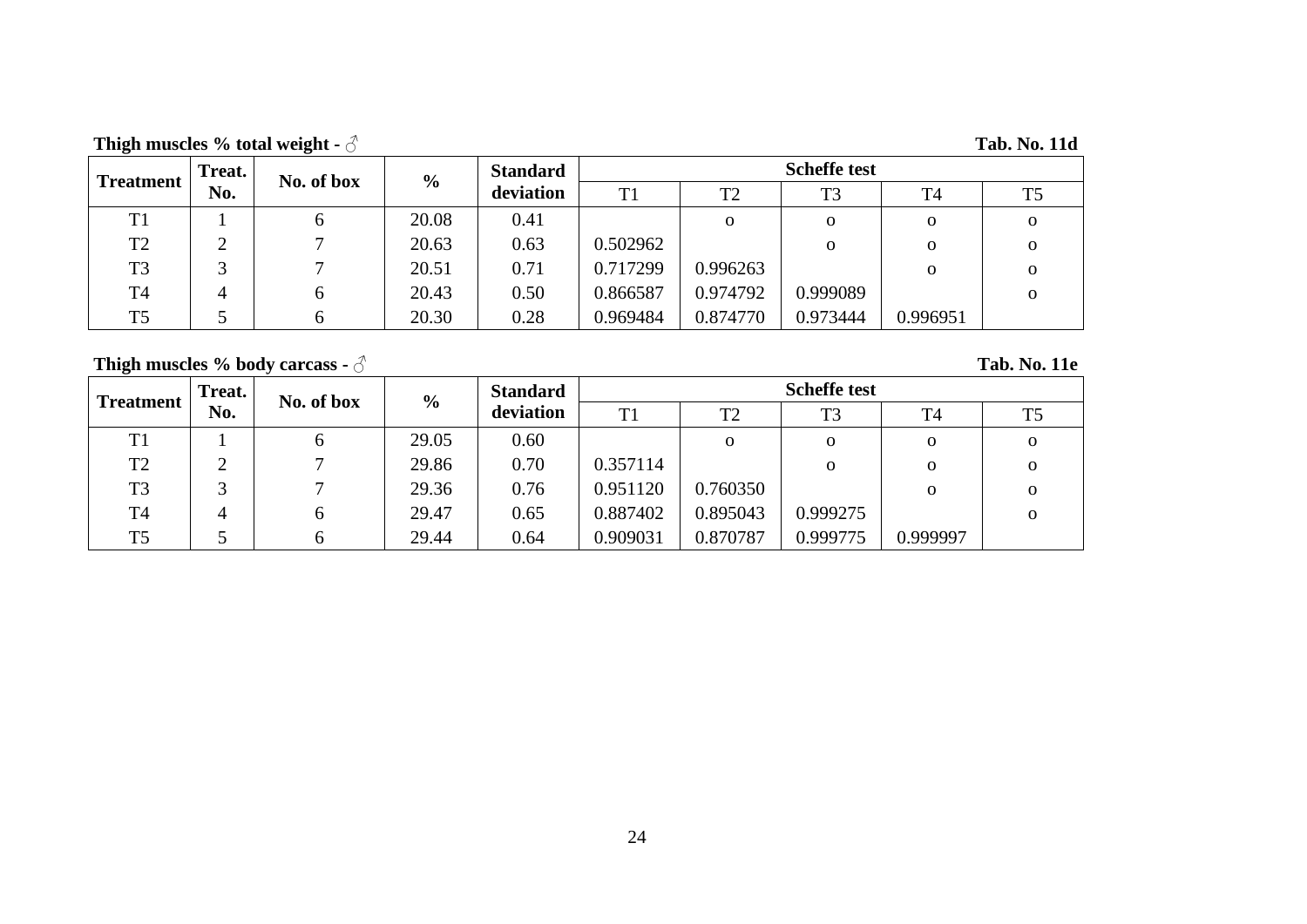**Thigh muscles % total weight - ♂** **Tab. No. 11d**

| Treatment | Treat. No. | No. of box | % | Standard deviation | Scheffe test | | | | |
|---|---|---|---|---|---|---|---|---|---|
| | | | | | T1 | T2 | T3 | T4 | T5 |
| T1 | 1 | 6 | 20.08 | 0.41 | | o | o | o | o |
| T2 | 2 | 7 | 20.63 | 0.63 | 0.502962 | | o | o | o |
| T3 | 3 | 7 | 20.51 | 0.71 | 0.717299 | 0.996263 | | o | o |
| T4 | 4 | 6 | 20.43 | 0.50 | 0.866587 | 0.974792 | 0.999089 | | o |
| T5 | 5 | 6 | 20.30 | 0.28 | 0.969484 | 0.874770 | 0.973444 | 0.996951 | |

**Thigh muscles % body carcass - ♂** **Tab. No. 11e**

| Treatment | Treat. No. | No. of box | % | Standard deviation | Scheffe test | | | | |
|---|---|---|---|---|---|---|---|---|---|
| | | | | | T1 | T2 | T3 | T4 | T5 |
| T1 | 1 | 6 | 29.05 | 0.60 | | o | o | o | o |
| T2 | 2 | 7 | 29.86 | 0.70 | 0.357114 | | o | o | o |
| T3 | 3 | 7 | 29.36 | 0.76 | 0.951120 | 0.760350 | | o | o |
| T4 | 4 | 6 | 29.47 | 0.65 | 0.887402 | 0.895043 | 0.999275 | | o |
| T5 | 5 | 6 | 29.44 | 0.64 | 0.909031 | 0.870787 | 0.999775 | 0.999997 | |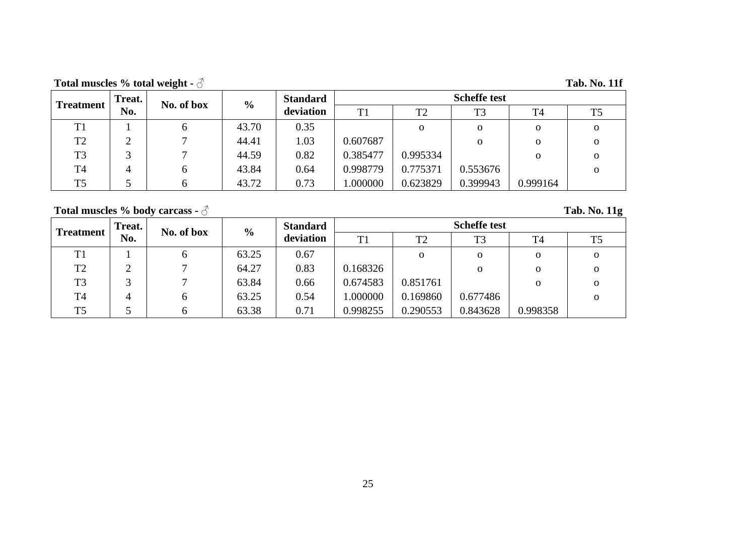**Total muscles % total weight - ♂** **Tab. No. 11f**

| Treatment | Treat. No. | No. of box | % | Standard deviation | Scheffe test | | | | |
|---|---|---|---|---|---|---|---|---|---|
| | | | | | T1 | T2 | T3 | T4 | T5 |
| T1 | 1 | 6 | 43.70 | 0.35 | | o | o | o | o |
| T2 | 2 | 7 | 44.41 | 1.03 | 0.607687 | | o | o | o |
| T3 | 3 | 7 | 44.59 | 0.82 | 0.385477 | 0.995334 | | o | o |
| T4 | 4 | 6 | 43.84 | 0.64 | 0.998779 | 0.775371 | 0.553676 | | o |
| T5 | 5 | 6 | 43.72 | 0.73 | 1.000000 | 0.623829 | 0.399943 | 0.999164 | |

**Total muscles % body carcass - ♂** **Tab. No. 11g**

| Treatment | Treat. No. | No. of box | % | Standard deviation | Scheffe test | | | | |
|---|---|---|---|---|---|---|---|---|---|
| | | | | | T1 | T2 | T3 | T4 | T5 |
| T1 | 1 | 6 | 63.25 | 0.67 | | o | o | o | o |
| T2 | 2 | 7 | 64.27 | 0.83 | 0.168326 | | o | o | o |
| T3 | 3 | 7 | 63.84 | 0.66 | 0.674583 | 0.851761 | | o | o |
| T4 | 4 | 6 | 63.25 | 0.54 | 1.000000 | 0.169860 | 0.677486 | | o |
| T5 | 5 | 6 | 63.38 | 0.71 | 0.998255 | 0.290553 | 0.843628 | 0.998358 | |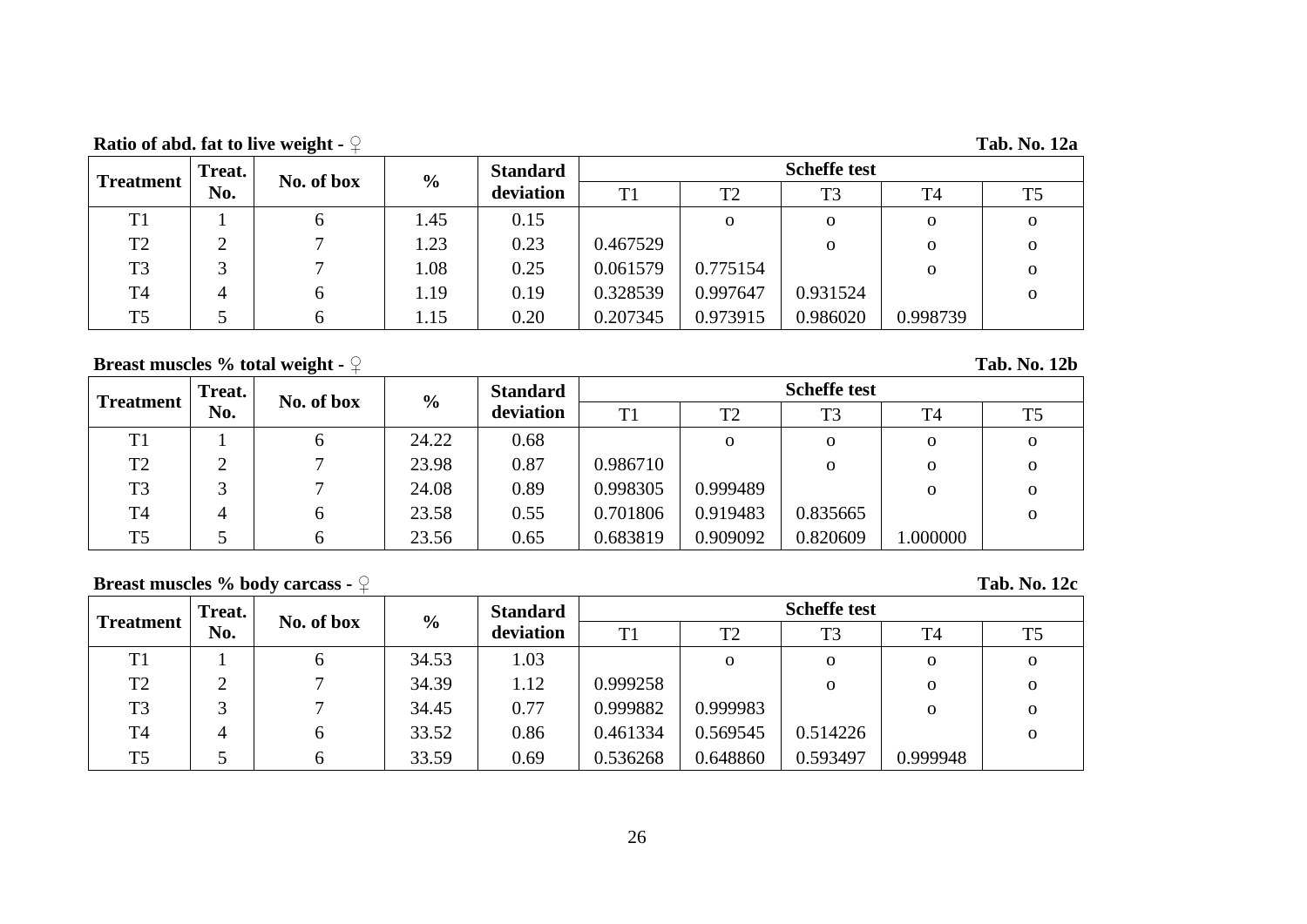**Ratio of abd. fat to live weight - ♀** **Tab. No. 12a**

| Treatment | Treat. No. | No. of box | % | Standard deviation | Scheffe test | | | | |
|---|---|---|---|---|---|---|---|---|---|
| | | | | | T1 | T2 | T3 | T4 | T5 |
| T1 | 1 | 6 | 1.45 | 0.15 | | o | o | o | o |
| T2 | 2 | 7 | 1.23 | 0.23 | 0.467529 | | o | o | o |
| T3 | 3 | 7 | 1.08 | 0.25 | 0.061579 | 0.775154 | | o | o |
| T4 | 4 | 6 | 1.19 | 0.19 | 0.328539 | 0.997647 | 0.931524 | | o |
| T5 | 5 | 6 | 1.15 | 0.20 | 0.207345 | 0.973915 | 0.986020 | 0.998739 | |

**Breast muscles % total weight - ♀** **Tab. No. 12b**

| Treatment | Treat. No. | No. of box | % | Standard deviation | Scheffe test | | | | |
|---|---|---|---|---|---|---|---|---|---|
| | | | | | T1 | T2 | T3 | T4 | T5 |
| T1 | 1 | 6 | 24.22 | 0.68 | | o | o | o | o |
| T2 | 2 | 7 | 23.98 | 0.87 | 0.986710 | | o | o | o |
| T3 | 3 | 7 | 24.08 | 0.89 | 0.998305 | 0.999489 | | o | o |
| T4 | 4 | 6 | 23.58 | 0.55 | 0.701806 | 0.919483 | 0.835665 | | o |
| T5 | 5 | 6 | 23.56 | 0.65 | 0.683819 | 0.909092 | 0.820609 | 1.000000 | |

**Breast muscles % body carcass - ♀** **Tab. No. 12c**

| Treatment | Treat. No. | No. of box | % | Standard deviation | Scheffe test | | | | |
|---|---|---|---|---|---|---|---|---|---|
| | | | | | T1 | T2 | T3 | T4 | T5 |
| T1 | 1 | 6 | 34.53 | 1.03 | | o | o | o | o |
| T2 | 2 | 7 | 34.39 | 1.12 | 0.999258 | | o | o | o |
| T3 | 3 | 7 | 34.45 | 0.77 | 0.999882 | 0.999983 | | o | o |
| T4 | 4 | 6 | 33.52 | 0.86 | 0.461334 | 0.569545 | 0.514226 | | o |
| T5 | 5 | 6 | 33.59 | 0.69 | 0.536268 | 0.648860 | 0.593497 | 0.999948 | |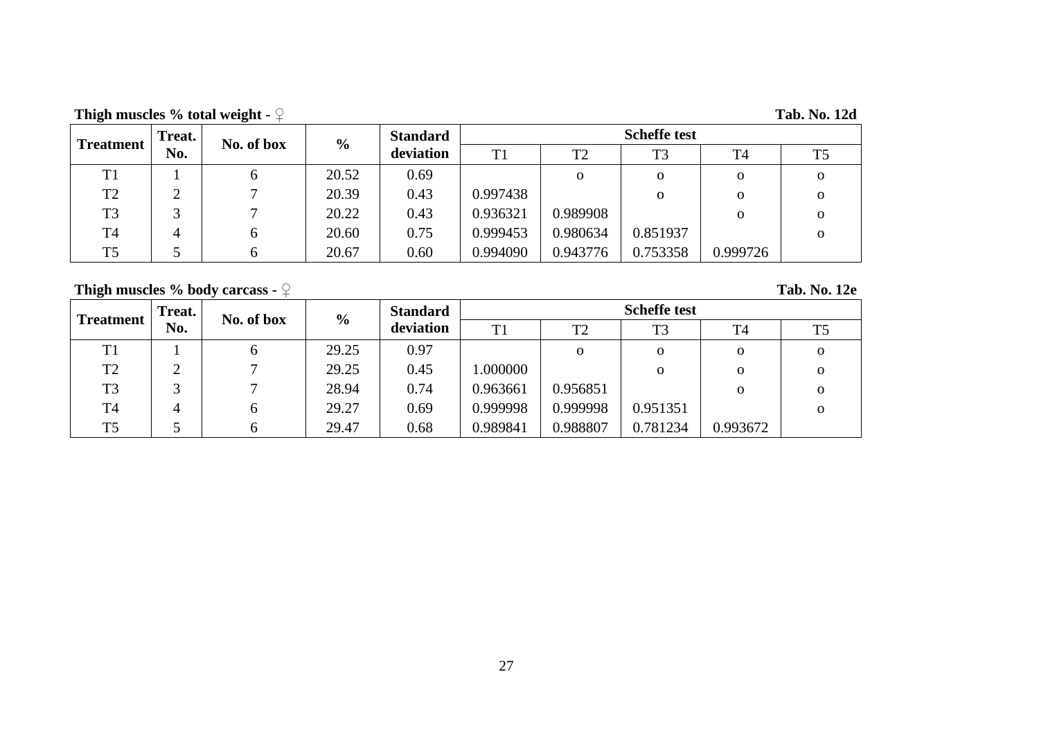**Thigh muscles % total weight - ♀** **Tab. No. 12d**

| Treatment | Treat. No. | No. of box | % | Standard deviation | Scheffe test | | | | |
|---|---|---|---|---|---|---|---|---|---|
| | | | | | T1 | T2 | T3 | T4 | T5 |
| T1 | 1 | 6 | 20.52 | 0.69 | | o | o | o | o |
| T2 | 2 | 7 | 20.39 | 0.43 | 0.997438 | | o | o | o |
| T3 | 3 | 7 | 20.22 | 0.43 | 0.936321 | 0.989908 | | o | o |
| T4 | 4 | 6 | 20.60 | 0.75 | 0.999453 | 0.980634 | 0.851937 | | o |
| T5 | 5 | 6 | 20.67 | 0.60 | 0.994090 | 0.943776 | 0.753358 | 0.999726 | |

**Thigh muscles % body carcass - ♀** **Tab. No. 12e**

| Treatment | Treat. No. | No. of box | % | Standard deviation | Scheffe test | | | | |
|---|---|---|---|---|---|---|---|---|---|
| | | | | | T1 | T2 | T3 | T4 | T5 |
| T1 | 1 | 6 | 29.25 | 0.97 | | o | o | o | o |
| T2 | 2 | 7 | 29.25 | 0.45 | 1.000000 | | o | o | o |
| T3 | 3 | 7 | 28.94 | 0.74 | 0.963661 | 0.956851 | | o | o |
| T4 | 4 | 6 | 29.27 | 0.69 | 0.999998 | 0.999998 | 0.951351 | | o |
| T5 | 5 | 6 | 29.47 | 0.68 | 0.989841 | 0.988807 | 0.781234 | 0.993672 | |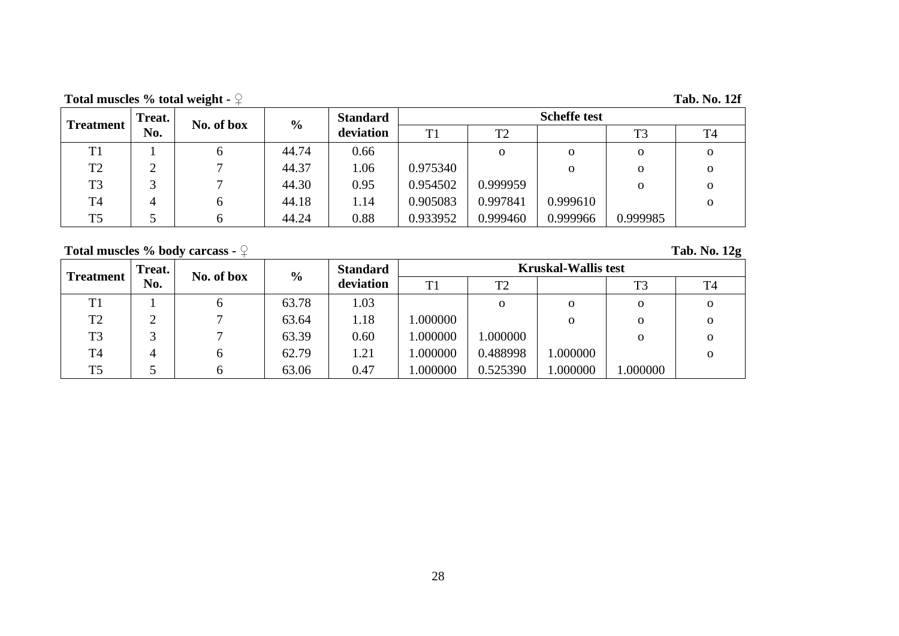**Total muscles % total weight - ♀** **Tab. No. 12f**

| Treatment | Treat. No. | No. of box | % | Standard deviation | Scheffe test | | | | |
|---|---|---|---|---|---|---|---|---|---|
| | | | | | T1 | T2 | | T3 | T4 |
| T1 | 1 | 6 | 44.74 | 0.66 | | o | o | o | o |
| T2 | 2 | 7 | 44.37 | 1.06 | 0.975340 | | o | o | o |
| T3 | 3 | 7 | 44.30 | 0.95 | 0.954502 | 0.999959 | | o | o |
| T4 | 4 | 6 | 44.18 | 1.14 | 0.905083 | 0.997841 | 0.999610 | | o |
| T5 | 5 | 6 | 44.24 | 0.88 | 0.933952 | 0.999460 | 0.999966 | 0.999985 | |

**Total muscles % body carcass - ♀** **Tab. No. 12g**

| Treatment | Treat. No. | No. of box | % | Standard deviation | Kruskal-Wallis test | | | | |
|---|---|---|---|---|---|---|---|---|---|
| | | | | | T1 | T2 | | T3 | T4 |
| T1 | 1 | 6 | 63.78 | 1.03 | | o | o | o | o |
| T2 | 2 | 7 | 63.64 | 1.18 | 1.000000 | | o | o | o |
| T3 | 3 | 7 | 63.39 | 0.60 | 1.000000 | 1.000000 | | o | o |
| T4 | 4 | 6 | 62.79 | 1.21 | 1.000000 | 0.488998 | 1.000000 | | o |
| T5 | 5 | 6 | 63.06 | 0.47 | 1.000000 | 0.525390 | 1.000000 | 1.000000 | |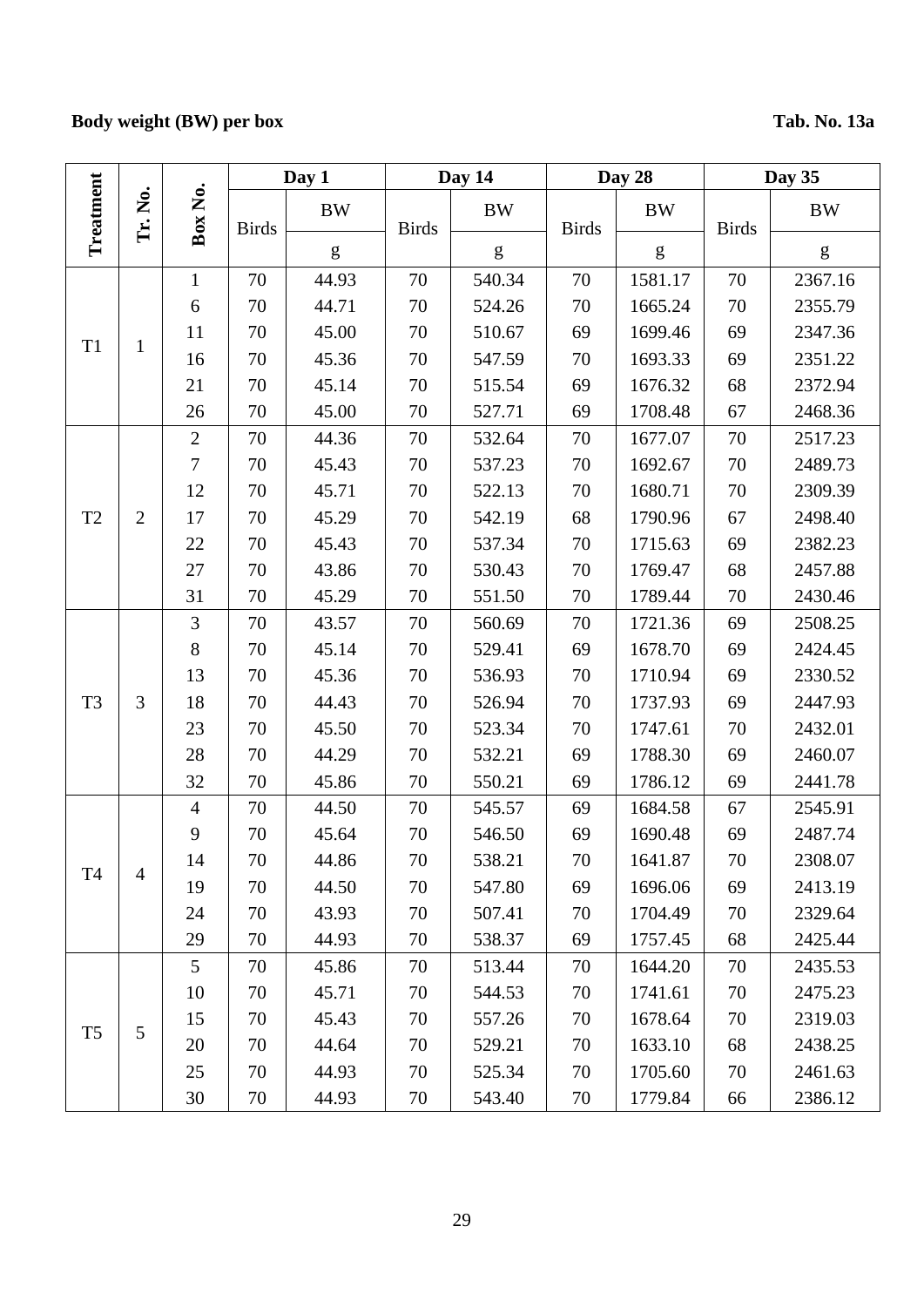**Body weight (BW) per box** **Tab. No. 13a**

| Treatment | Tr. No. | Box No. | Day 1 | | Day 14 | | Day 28 | | Day 35 | |
|---|---|---|---|---|---|---|---|---|---|---|
| | | | Birds | BW | Birds | BW | Birds | BW | Birds | BW |
| | | | | g | | g | | g | | g |
| T1 | 1 | 1 | 70 | 44.93 | 70 | 540.34 | 70 | 1581.17 | 70 | 2367.16 |
| | | 6 | 70 | 44.71 | 70 | 524.26 | 70 | 1665.24 | 70 | 2355.79 |
| | | 11 | 70 | 45.00 | 70 | 510.67 | 69 | 1699.46 | 69 | 2347.36 |
| | | 16 | 70 | 45.36 | 70 | 547.59 | 70 | 1693.33 | 69 | 2351.22 |
| | | 21 | 70 | 45.14 | 70 | 515.54 | 69 | 1676.32 | 68 | 2372.94 |
| | | 26 | 70 | 45.00 | 70 | 527.71 | 69 | 1708.48 | 67 | 2468.36 |
| T2 | 2 | 2 | 70 | 44.36 | 70 | 532.64 | 70 | 1677.07 | 70 | 2517.23 |
| | | 7 | 70 | 45.43 | 70 | 537.23 | 70 | 1692.67 | 70 | 2489.73 |
| | | 12 | 70 | 45.71 | 70 | 522.13 | 70 | 1680.71 | 70 | 2309.39 |
| | | 17 | 70 | 45.29 | 70 | 542.19 | 68 | 1790.96 | 67 | 2498.40 |
| | | 22 | 70 | 45.43 | 70 | 537.34 | 70 | 1715.63 | 69 | 2382.23 |
| | | 27 | 70 | 43.86 | 70 | 530.43 | 70 | 1769.47 | 68 | 2457.88 |
| | | 31 | 70 | 45.29 | 70 | 551.50 | 70 | 1789.44 | 70 | 2430.46 |
| T3 | 3 | 3 | 70 | 43.57 | 70 | 560.69 | 70 | 1721.36 | 69 | 2508.25 |
| | | 8 | 70 | 45.14 | 70 | 529.41 | 69 | 1678.70 | 69 | 2424.45 |
| | | 13 | 70 | 45.36 | 70 | 536.93 | 70 | 1710.94 | 69 | 2330.52 |
| | | 18 | 70 | 44.43 | 70 | 526.94 | 70 | 1737.93 | 69 | 2447.93 |
| | | 23 | 70 | 45.50 | 70 | 523.34 | 70 | 1747.61 | 70 | 2432.01 |
| | | 28 | 70 | 44.29 | 70 | 532.21 | 69 | 1788.30 | 69 | 2460.07 |
| | | 32 | 70 | 45.86 | 70 | 550.21 | 69 | 1786.12 | 69 | 2441.78 |
| T4 | 4 | 4 | 70 | 44.50 | 70 | 545.57 | 69 | 1684.58 | 67 | 2545.91 |
| | | 9 | 70 | 45.64 | 70 | 546.50 | 69 | 1690.48 | 69 | 2487.74 |
| | | 14 | 70 | 44.86 | 70 | 538.21 | 70 | 1641.87 | 70 | 2308.07 |
| | | 19 | 70 | 44.50 | 70 | 547.80 | 69 | 1696.06 | 69 | 2413.19 |
| | | 24 | 70 | 43.93 | 70 | 507.41 | 70 | 1704.49 | 70 | 2329.64 |
| | | 29 | 70 | 44.93 | 70 | 538.37 | 69 | 1757.45 | 68 | 2425.44 |
| T5 | 5 | 5 | 70 | 45.86 | 70 | 513.44 | 70 | 1644.20 | 70 | 2435.53 |
| | | 10 | 70 | 45.71 | 70 | 544.53 | 70 | 1741.61 | 70 | 2475.23 |
| | | 15 | 70 | 45.43 | 70 | 557.26 | 70 | 1678.64 | 70 | 2319.03 |
| | | 20 | 70 | 44.64 | 70 | 529.21 | 70 | 1633.10 | 68 | 2438.25 |
| | | 25 | 70 | 44.93 | 70 | 525.34 | 70 | 1705.60 | 70 | 2461.63 |
| | | 30 | 70 | 44.93 | 70 | 543.40 | 70 | 1779.84 | 66 | 2386.12 |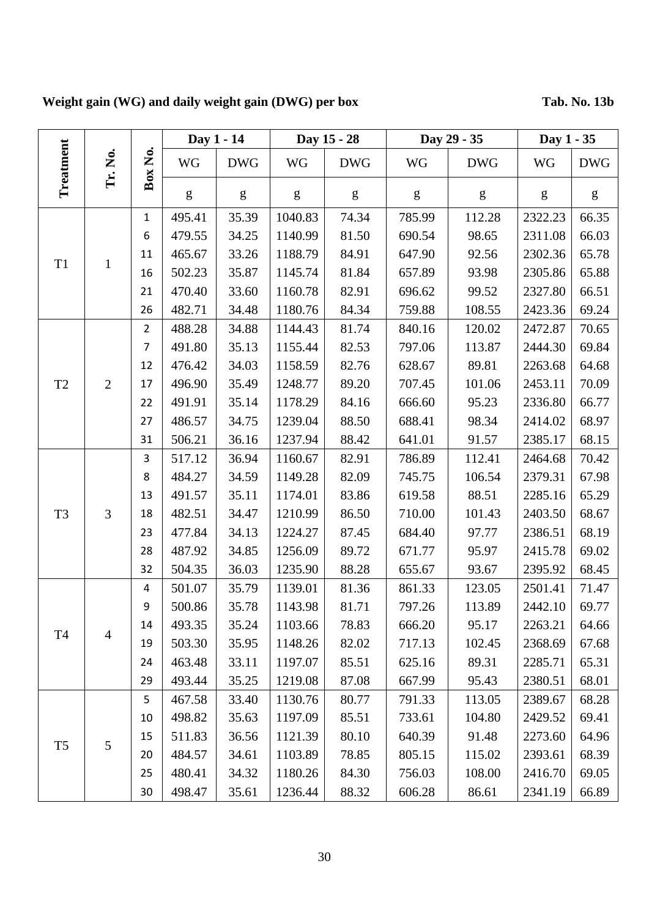**Weight gain (WG) and daily weight gain (DWG) per box** **Tab. No. 13b**

| Treatment | Tr. No. | Box No. | Day 1 - 14 | | Day 15 - 28 | | Day 29 - 35 | | Day 1 - 35 | |
|---|---|---|---|---|---|---|---|---|---|---|
| | | | WG | DWG | WG | DWG | WG | DWG | WG | DWG |
| | | | g | g | g | g | g | g | g | g |
| T1 | 1 | 1 | 495.41 | 35.39 | 1040.83 | 74.34 | 785.99 | 112.28 | 2322.23 | 66.35 |
| | | 6 | 479.55 | 34.25 | 1140.99 | 81.50 | 690.54 | 98.65 | 2311.08 | 66.03 |
| | | 11 | 465.67 | 33.26 | 1188.79 | 84.91 | 647.90 | 92.56 | 2302.36 | 65.78 |
| | | 16 | 502.23 | 35.87 | 1145.74 | 81.84 | 657.89 | 93.98 | 2305.86 | 65.88 |
| | | 21 | 470.40 | 33.60 | 1160.78 | 82.91 | 696.62 | 99.52 | 2327.80 | 66.51 |
| | | 26 | 482.71 | 34.48 | 1180.76 | 84.34 | 759.88 | 108.55 | 2423.36 | 69.24 |
| T2 | 2 | 2 | 488.28 | 34.88 | 1144.43 | 81.74 | 840.16 | 120.02 | 2472.87 | 70.65 |
| | | 7 | 491.80 | 35.13 | 1155.44 | 82.53 | 797.06 | 113.87 | 2444.30 | 69.84 |
| | | 12 | 476.42 | 34.03 | 1158.59 | 82.76 | 628.67 | 89.81 | 2263.68 | 64.68 |
| | | 17 | 496.90 | 35.49 | 1248.77 | 89.20 | 707.45 | 101.06 | 2453.11 | 70.09 |
| | | 22 | 491.91 | 35.14 | 1178.29 | 84.16 | 666.60 | 95.23 | 2336.80 | 66.77 |
| | | 27 | 486.57 | 34.75 | 1239.04 | 88.50 | 688.41 | 98.34 | 2414.02 | 68.97 |
| | | 31 | 506.21 | 36.16 | 1237.94 | 88.42 | 641.01 | 91.57 | 2385.17 | 68.15 |
| T3 | 3 | 3 | 517.12 | 36.94 | 1160.67 | 82.91 | 786.89 | 112.41 | 2464.68 | 70.42 |
| | | 8 | 484.27 | 34.59 | 1149.28 | 82.09 | 745.75 | 106.54 | 2379.31 | 67.98 |
| | | 13 | 491.57 | 35.11 | 1174.01 | 83.86 | 619.58 | 88.51 | 2285.16 | 65.29 |
| | | 18 | 482.51 | 34.47 | 1210.99 | 86.50 | 710.00 | 101.43 | 2403.50 | 68.67 |
| | | 23 | 477.84 | 34.13 | 1224.27 | 87.45 | 684.40 | 97.77 | 2386.51 | 68.19 |
| | | 28 | 487.92 | 34.85 | 1256.09 | 89.72 | 671.77 | 95.97 | 2415.78 | 69.02 |
| | | 32 | 504.35 | 36.03 | 1235.90 | 88.28 | 655.67 | 93.67 | 2395.92 | 68.45 |
| T4 | 4 | 4 | 501.07 | 35.79 | 1139.01 | 81.36 | 861.33 | 123.05 | 2501.41 | 71.47 |
| | | 9 | 500.86 | 35.78 | 1143.98 | 81.71 | 797.26 | 113.89 | 2442.10 | 69.77 |
| | | 14 | 493.35 | 35.24 | 1103.66 | 78.83 | 666.20 | 95.17 | 2263.21 | 64.66 |
| | | 19 | 503.30 | 35.95 | 1148.26 | 82.02 | 717.13 | 102.45 | 2368.69 | 67.68 |
| | | 24 | 463.48 | 33.11 | 1197.07 | 85.51 | 625.16 | 89.31 | 2285.71 | 65.31 |
| | | 29 | 493.44 | 35.25 | 1219.08 | 87.08 | 667.99 | 95.43 | 2380.51 | 68.01 |
| T5 | 5 | 5 | 467.58 | 33.40 | 1130.76 | 80.77 | 791.33 | 113.05 | 2389.67 | 68.28 |
| | | 10 | 498.82 | 35.63 | 1197.09 | 85.51 | 733.61 | 104.80 | 2429.52 | 69.41 |
| | | 15 | 511.83 | 36.56 | 1121.39 | 80.10 | 640.39 | 91.48 | 2273.60 | 64.96 |
| | | 20 | 484.57 | 34.61 | 1103.89 | 78.85 | 805.15 | 115.02 | 2393.61 | 68.39 |
| | | 25 | 480.41 | 34.32 | 1180.26 | 84.30 | 756.03 | 108.00 | 2416.70 | 69.05 |
| | | 30 | 498.47 | 35.61 | 1236.44 | 88.32 | 606.28 | 86.61 | 2341.19 | 66.89 |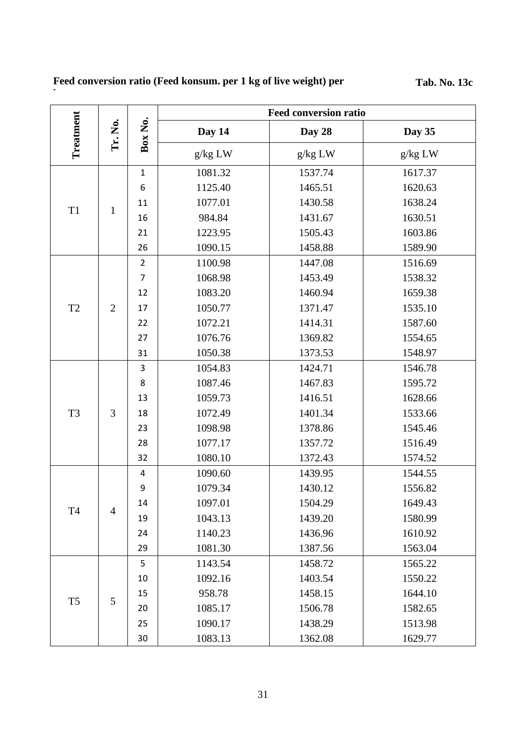**Feed conversion ratio (Feed konsum. per 1 kg of live weight) per**

**Tab. No. 13c**

| Treatment | Tr. No. | Box No. | Feed conversion ratio | | |
|---|---|---|---|---|---|
| | | | Day 14 | Day 28 | Day 35 |
| | | | g/kg LW | g/kg LW | g/kg LW |
| T1 | 1 | 1 | 1081.32 | 1537.74 | 1617.37 |
| | | 6 | 1125.40 | 1465.51 | 1620.63 |
| | | 11 | 1077.01 | 1430.58 | 1638.24 |
| | | 16 | 984.84 | 1431.67 | 1630.51 |
| | | 21 | 1223.95 | 1505.43 | 1603.86 |
| | | 26 | 1090.15 | 1458.88 | 1589.90 |
| T2 | 2 | 2 | 1100.98 | 1447.08 | 1516.69 |
| | | 7 | 1068.98 | 1453.49 | 1538.32 |
| | | 12 | 1083.20 | 1460.94 | 1659.38 |
| | | 17 | 1050.77 | 1371.47 | 1535.10 |
| | | 22 | 1072.21 | 1414.31 | 1587.60 |
| | | 27 | 1076.76 | 1369.82 | 1554.65 |
| | | 31 | 1050.38 | 1373.53 | 1548.97 |
| T3 | 3 | 3 | 1054.83 | 1424.71 | 1546.78 |
| | | 8 | 1087.46 | 1467.83 | 1595.72 |
| | | 13 | 1059.73 | 1416.51 | 1628.66 |
| | | 18 | 1072.49 | 1401.34 | 1533.66 |
| | | 23 | 1098.98 | 1378.86 | 1545.46 |
| | | 28 | 1077.17 | 1357.72 | 1516.49 |
| | | 32 | 1080.10 | 1372.43 | 1574.52 |
| T4 | 4 | 4 | 1090.60 | 1439.95 | 1544.55 |
| | | 9 | 1079.34 | 1430.12 | 1556.82 |
| | | 14 | 1097.01 | 1504.29 | 1649.43 |
| | | 19 | 1043.13 | 1439.20 | 1580.99 |
| | | 24 | 1140.23 | 1436.96 | 1610.92 |
| | | 29 | 1081.30 | 1387.56 | 1563.04 |
| T5 | 5 | 5 | 1143.54 | 1458.72 | 1565.22 |
| | | 10 | 1092.16 | 1403.54 | 1550.22 |
| | | 15 | 958.78 | 1458.15 | 1644.10 |
| | | 20 | 1085.17 | 1506.78 | 1582.65 |
| | | 25 | 1090.17 | 1438.29 | 1513.98 |
| | | 30 | 1083.13 | 1362.08 | 1629.77 |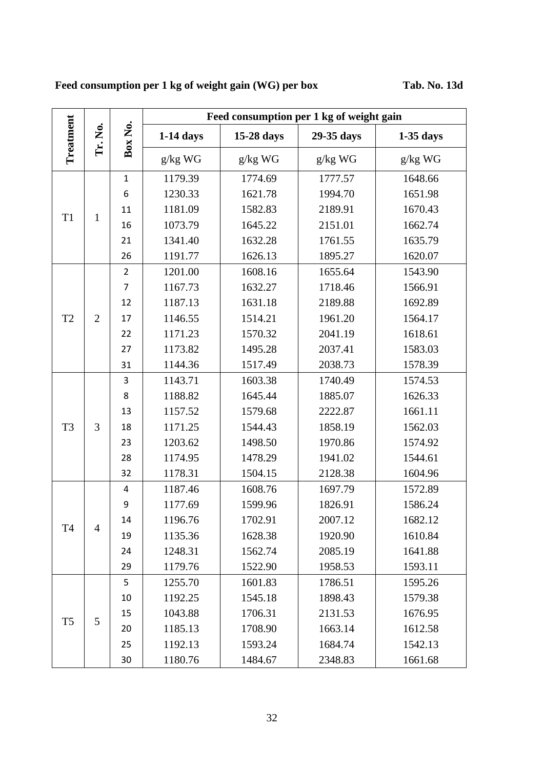**Feed consumption per 1 kg of weight gain (WG) per box** **Tab. No. 13d**

| Treatment | Tr. No. | Box No. | Feed consumption per 1 kg of weight gain | | | |
|---|---|---|---|---|---|---|
| | | | 1-14 days | 15-28 days | 29-35 days | 1-35 days |
| | | | g/kg WG | g/kg WG | g/kg WG | g/kg WG |
| T1 | 1 | 1 | 1179.39 | 1774.69 | 1777.57 | 1648.66 |
| | | 6 | 1230.33 | 1621.78 | 1994.70 | 1651.98 |
| | | 11 | 1181.09 | 1582.83 | 2189.91 | 1670.43 |
| | | 16 | 1073.79 | 1645.22 | 2151.01 | 1662.74 |
| | | 21 | 1341.40 | 1632.28 | 1761.55 | 1635.79 |
| | | 26 | 1191.77 | 1626.13 | 1895.27 | 1620.07 |
| T2 | 2 | 2 | 1201.00 | 1608.16 | 1655.64 | 1543.90 |
| | | 7 | 1167.73 | 1632.27 | 1718.46 | 1566.91 |
| | | 12 | 1187.13 | 1631.18 | 2189.88 | 1692.89 |
| | | 17 | 1146.55 | 1514.21 | 1961.20 | 1564.17 |
| | | 22 | 1171.23 | 1570.32 | 2041.19 | 1618.61 |
| | | 27 | 1173.82 | 1495.28 | 2037.41 | 1583.03 |
| | | 31 | 1144.36 | 1517.49 | 2038.73 | 1578.39 |
| T3 | 3 | 3 | 1143.71 | 1603.38 | 1740.49 | 1574.53 |
| | | 8 | 1188.82 | 1645.44 | 1885.07 | 1626.33 |
| | | 13 | 1157.52 | 1579.68 | 2222.87 | 1661.11 |
| | | 18 | 1171.25 | 1544.43 | 1858.19 | 1562.03 |
| | | 23 | 1203.62 | 1498.50 | 1970.86 | 1574.92 |
| | | 28 | 1174.95 | 1478.29 | 1941.02 | 1544.61 |
| | | 32 | 1178.31 | 1504.15 | 2128.38 | 1604.96 |
| T4 | 4 | 4 | 1187.46 | 1608.76 | 1697.79 | 1572.89 |
| | | 9 | 1177.69 | 1599.96 | 1826.91 | 1586.24 |
| | | 14 | 1196.76 | 1702.91 | 2007.12 | 1682.12 |
| | | 19 | 1135.36 | 1628.38 | 1920.90 | 1610.84 |
| | | 24 | 1248.31 | 1562.74 | 2085.19 | 1641.88 |
| | | 29 | 1179.76 | 1522.90 | 1958.53 | 1593.11 |
| T5 | 5 | 5 | 1255.70 | 1601.83 | 1786.51 | 1595.26 |
| | | 10 | 1192.25 | 1545.18 | 1898.43 | 1579.38 |
| | | 15 | 1043.88 | 1706.31 | 2131.53 | 1676.95 |
| | | 20 | 1185.13 | 1708.90 | 1663.14 | 1612.58 |
| | | 25 | 1192.13 | 1593.24 | 1684.74 | 1542.13 |
| | | 30 | 1180.76 | 1484.67 | 2348.83 | 1661.68 |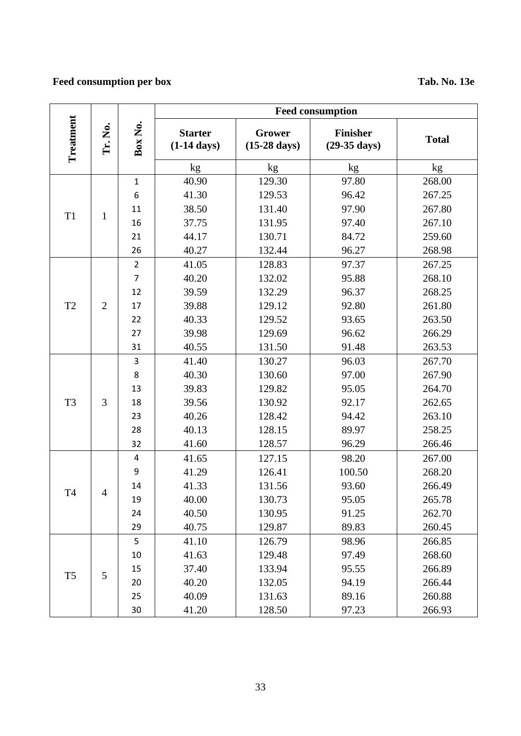**Feed consumption per box** **Tab. No. 13e**

| Treatment | Tr. No. | Box No. | Feed consumption | | | |
|---|---|---|---|---|---|---|
| | | | Starter (1-14 days) | Grower (15-28 days) | Finisher (29-35 days) | Total |
| | | | kg | kg | kg | kg |
| T1 | 1 | 1 | 40.90 | 129.30 | 97.80 | 268.00 |
| | | 6 | 41.30 | 129.53 | 96.42 | 267.25 |
| | | 11 | 38.50 | 131.40 | 97.90 | 267.80 |
| | | 16 | 37.75 | 131.95 | 97.40 | 267.10 |
| | | 21 | 44.17 | 130.71 | 84.72 | 259.60 |
| | | 26 | 40.27 | 132.44 | 96.27 | 268.98 |
| T2 | 2 | 2 | 41.05 | 128.83 | 97.37 | 267.25 |
| | | 7 | 40.20 | 132.02 | 95.88 | 268.10 |
| | | 12 | 39.59 | 132.29 | 96.37 | 268.25 |
| | | 17 | 39.88 | 129.12 | 92.80 | 261.80 |
| | | 22 | 40.33 | 129.52 | 93.65 | 263.50 |
| | | 27 | 39.98 | 129.69 | 96.62 | 266.29 |
| | | 31 | 40.55 | 131.50 | 91.48 | 263.53 |
| T3 | 3 | 3 | 41.40 | 130.27 | 96.03 | 267.70 |
| | | 8 | 40.30 | 130.60 | 97.00 | 267.90 |
| | | 13 | 39.83 | 129.82 | 95.05 | 264.70 |
| | | 18 | 39.56 | 130.92 | 92.17 | 262.65 |
| | | 23 | 40.26 | 128.42 | 94.42 | 263.10 |
| | | 28 | 40.13 | 128.15 | 89.97 | 258.25 |
| | | 32 | 41.60 | 128.57 | 96.29 | 266.46 |
| T4 | 4 | 4 | 41.65 | 127.15 | 98.20 | 267.00 |
| | | 9 | 41.29 | 126.41 | 100.50 | 268.20 |
| | | 14 | 41.33 | 131.56 | 93.60 | 266.49 |
| | | 19 | 40.00 | 130.73 | 95.05 | 265.78 |
| | | 24 | 40.50 | 130.95 | 91.25 | 262.70 |
| | | 29 | 40.75 | 129.87 | 89.83 | 260.45 |
| T5 | 5 | 5 | 41.10 | 126.79 | 98.96 | 266.85 |
| | | 10 | 41.63 | 129.48 | 97.49 | 268.60 |
| | | 15 | 37.40 | 133.94 | 95.55 | 266.89 |
| | | 20 | 40.20 | 132.05 | 94.19 | 266.44 |
| | | 25 | 40.09 | 131.63 | 89.16 | 260.88 |
| | | 30 | 41.20 | 128.50 | 97.23 | 266.93 |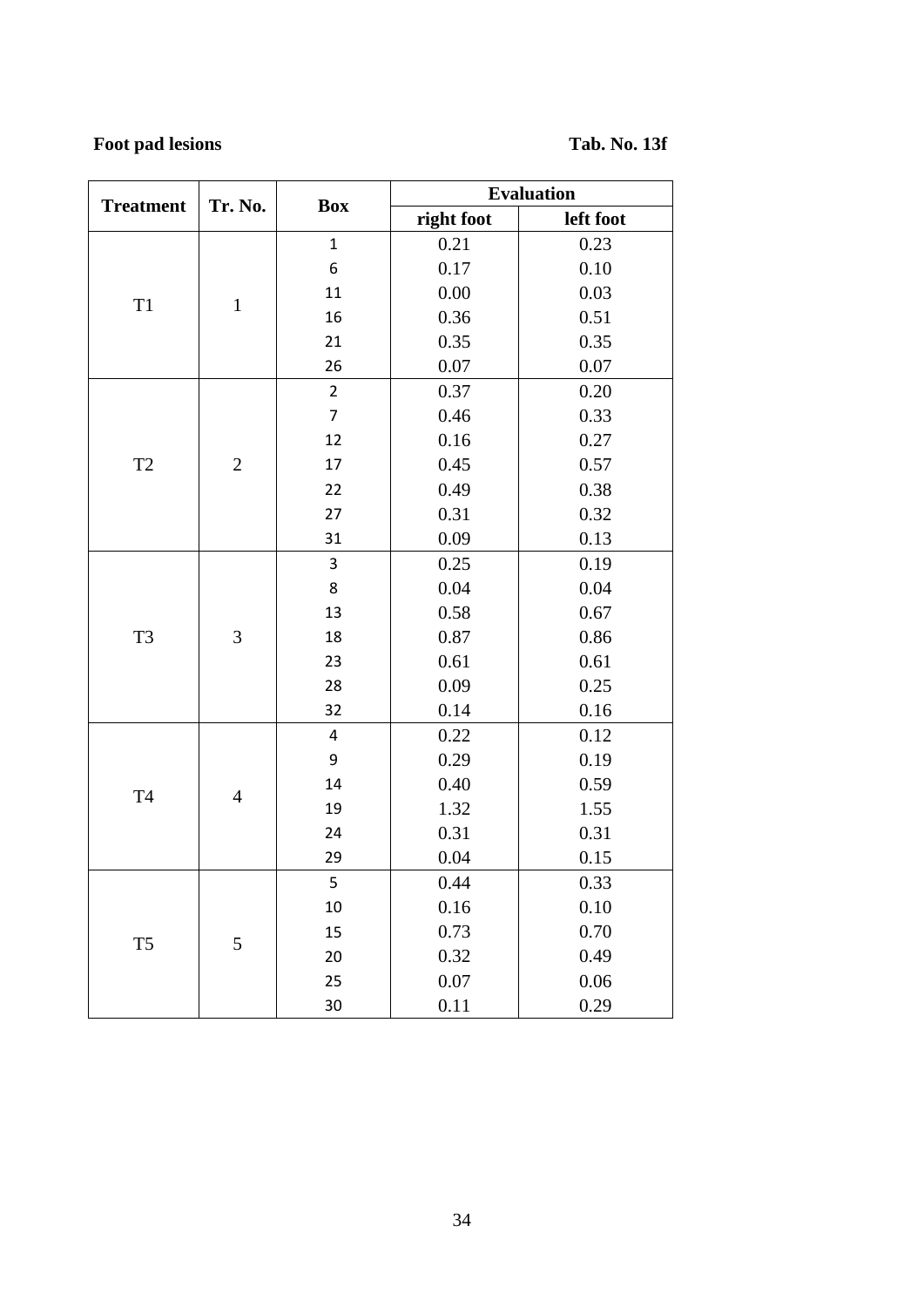**Foot pad lesions** **Tab. No. 13f**

| Treatment | Tr. No. | Box | Evaluation | |
|---|---|---|---|---|
| | | | right foot | left foot |
| T1 | 1 | 1 | 0.21 | 0.23 |
| | | 6 | 0.17 | 0.10 |
| | | 11 | 0.00 | 0.03 |
| | | 16 | 0.36 | 0.51 |
| | | 21 | 0.35 | 0.35 |
| | | 26 | 0.07 | 0.07 |
| T2 | 2 | 2 | 0.37 | 0.20 |
| | | 7 | 0.46 | 0.33 |
| | | 12 | 0.16 | 0.27 |
| | | 17 | 0.45 | 0.57 |
| | | 22 | 0.49 | 0.38 |
| | | 27 | 0.31 | 0.32 |
| | | 31 | 0.09 | 0.13 |
| T3 | 3 | 3 | 0.25 | 0.19 |
| | | 8 | 0.04 | 0.04 |
| | | 13 | 0.58 | 0.67 |
| | | 18 | 0.87 | 0.86 |
| | | 23 | 0.61 | 0.61 |
| | | 28 | 0.09 | 0.25 |
| | | 32 | 0.14 | 0.16 |
| T4 | 4 | 4 | 0.22 | 0.12 |
| | | 9 | 0.29 | 0.19 |
| | | 14 | 0.40 | 0.59 |
| | | 19 | 1.32 | 1.55 |
| | | 24 | 0.31 | 0.31 |
| | | 29 | 0.04 | 0.15 |
| T5 | 5 | 5 | 0.44 | 0.33 |
| | | 10 | 0.16 | 0.10 |
| | | 15 | 0.73 | 0.70 |
| | | 20 | 0.32 | 0.49 |
| | | 25 | 0.07 | 0.06 |
| | | 30 | 0.11 | 0.29 |